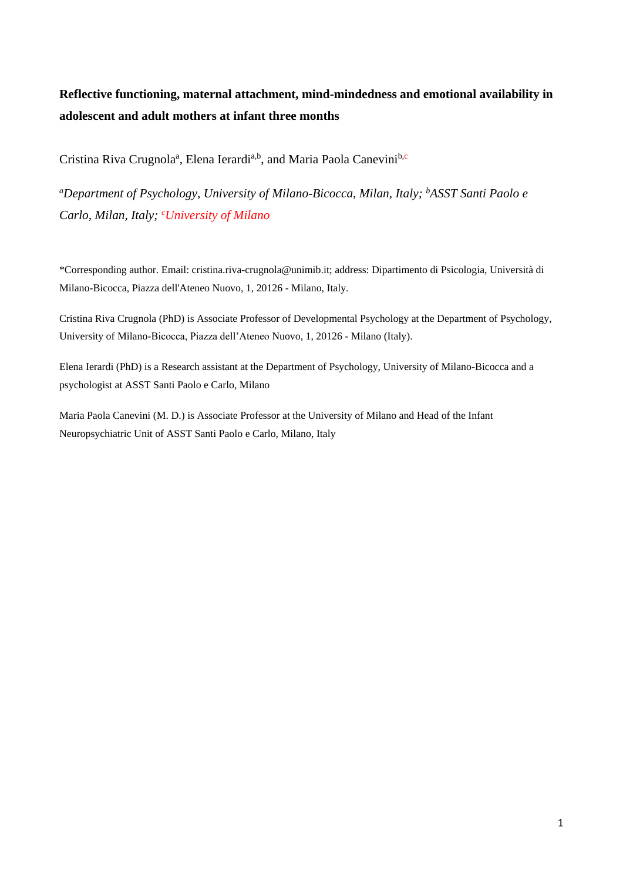# Reflective functioning, maternal attachment, mind-mindedness and emotional availability in adolescent and adult mothers at infant three months

Cristina Riva Crugnola[a], Elena Ierardi[a,b], and Maria Paola Canevini[b,c]

[a]*Department of Psychology, University of Milano-Bicocca, Milan, Italy;* [b]*ASST Santi Paolo e Carlo, Milan, Italy;* [c]*University of Milano*

*Corresponding author. Email: cristina.riva-crugnola@unimib.it; address: Dipartimento di Psicologia, Università di Milano-Bicocca, Piazza dell'Ateneo Nuovo, 1, 20126 - Milano, Italy.

Cristina Riva Crugnola (PhD) is Associate Professor of Developmental Psychology at the Department of Psychology, University of Milano-Bicocca, Piazza dell'Ateneo Nuovo, 1, 20126 - Milano (Italy).

Elena Ierardi (PhD) is a Research assistant at the Department of Psychology, University of Milano-Bicocca and a psychologist at ASST Santi Paolo e Carlo, Milano

Maria Paola Canevini (M. D.) is Associate Professor at the University of Milano and Head of the Infant Neuropsychiatric Unit of ASST Santi Paolo e Carlo, Milano, Italy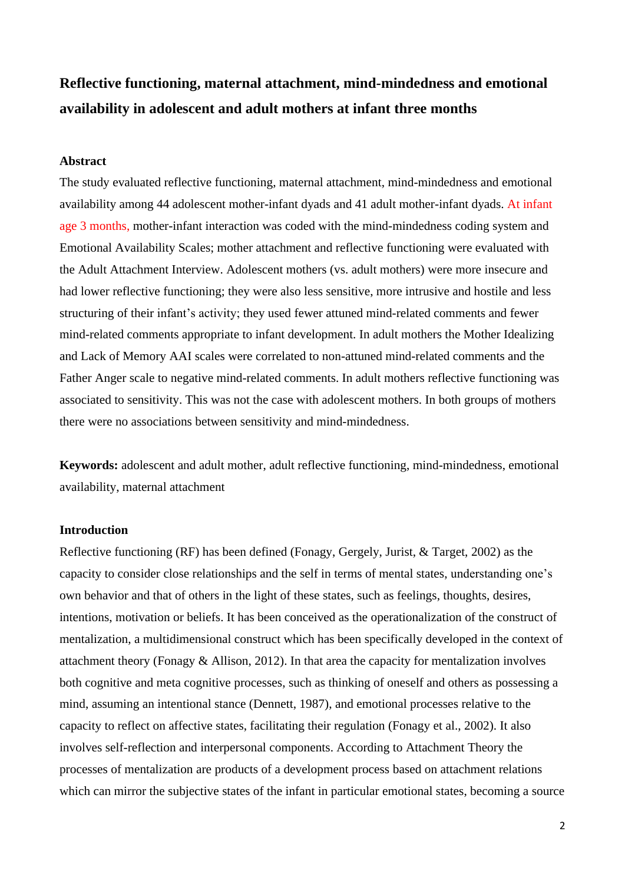# Reflective functioning, maternal attachment, mind-mindedness and emotional availability in adolescent and adult mothers at infant three months

## Abstract

The study evaluated reflective functioning, maternal attachment, mind-mindedness and emotional availability among 44 adolescent mother-infant dyads and 41 adult mother-infant dyads. At infant age 3 months, mother-infant interaction was coded with the mind-mindedness coding system and Emotional Availability Scales; mother attachment and reflective functioning were evaluated with the Adult Attachment Interview. Adolescent mothers (vs. adult mothers) were more insecure and had lower reflective functioning; they were also less sensitive, more intrusive and hostile and less structuring of their infant's activity; they used fewer attuned mind-related comments and fewer mind-related comments appropriate to infant development. In adult mothers the Mother Idealizing and Lack of Memory AAI scales were correlated to non-attuned mind-related comments and the Father Anger scale to negative mind-related comments. In adult mothers reflective functioning was associated to sensitivity. This was not the case with adolescent mothers. In both groups of mothers there were no associations between sensitivity and mind-mindedness.

**Keywords:** adolescent and adult mother, adult reflective functioning, mind-mindedness, emotional availability, maternal attachment

## Introduction

Reflective functioning (RF) has been defined (Fonagy, Gergely, Jurist, & Target, 2002) as the capacity to consider close relationships and the self in terms of mental states, understanding one's own behavior and that of others in the light of these states, such as feelings, thoughts, desires, intentions, motivation or beliefs. It has been conceived as the operationalization of the construct of mentalization, a multidimensional construct which has been specifically developed in the context of attachment theory (Fonagy & Allison, 2012). In that area the capacity for mentalization involves both cognitive and meta cognitive processes, such as thinking of oneself and others as possessing a mind, assuming an intentional stance (Dennett, 1987), and emotional processes relative to the capacity to reflect on affective states, facilitating their regulation (Fonagy et al., 2002). It also involves self-reflection and interpersonal components. According to Attachment Theory the processes of mentalization are products of a development process based on attachment relations which can mirror the subjective states of the infant in particular emotional states, becoming a source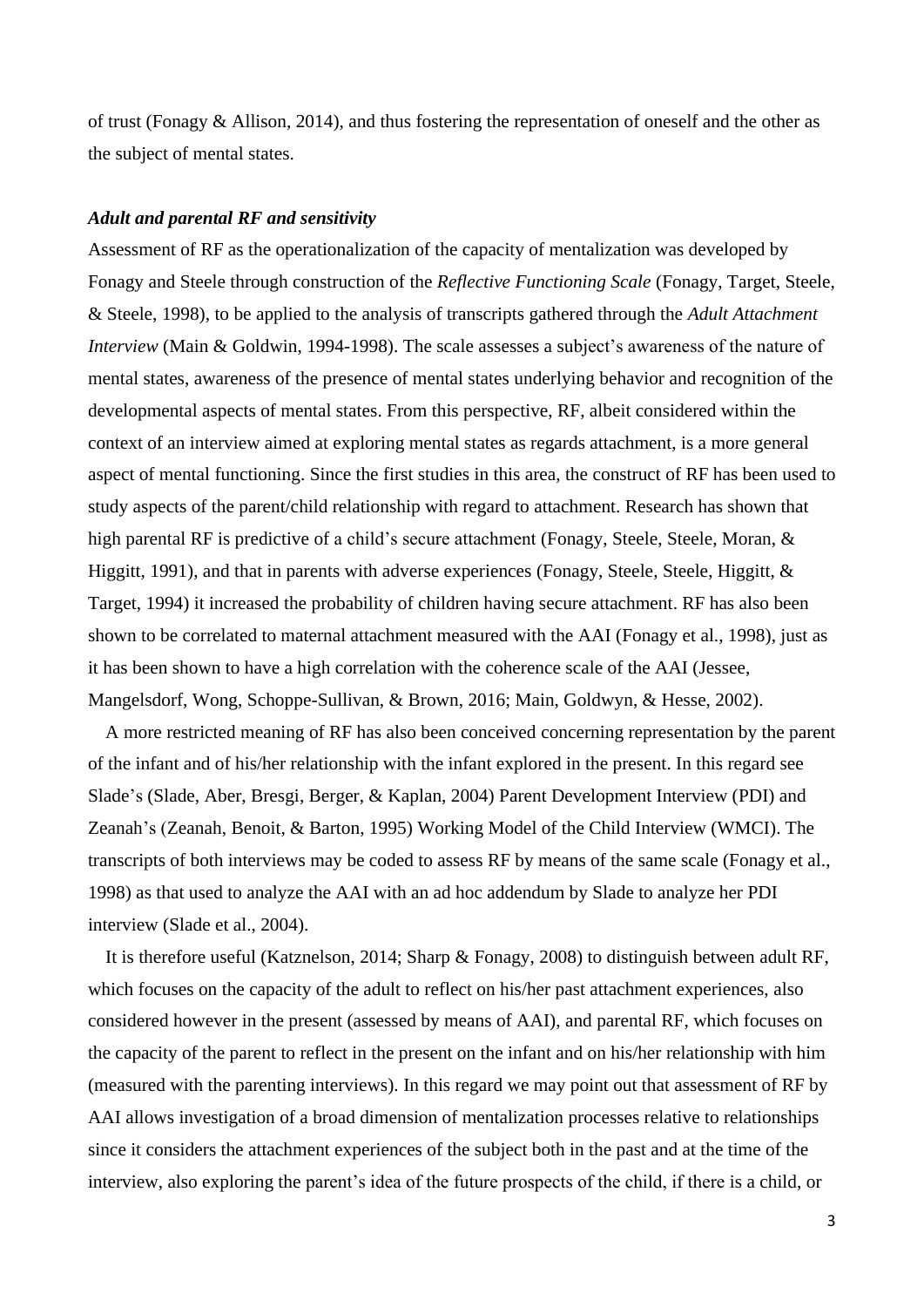of trust (Fonagy & Allison, 2014), and thus fostering the representation of oneself and the other as the subject of mental states.

***Adult and parental RF and sensitivity***

Assessment of RF as the operationalization of the capacity of mentalization was developed by Fonagy and Steele through construction of the *Reflective Functioning Scale* (Fonagy, Target, Steele, & Steele, 1998), to be applied to the analysis of transcripts gathered through the *Adult Attachment Interview* (Main & Goldwin, 1994-1998). The scale assesses a subject's awareness of the nature of mental states, awareness of the presence of mental states underlying behavior and recognition of the developmental aspects of mental states. From this perspective, RF, albeit considered within the context of an interview aimed at exploring mental states as regards attachment, is a more general aspect of mental functioning. Since the first studies in this area, the construct of RF has been used to study aspects of the parent/child relationship with regard to attachment. Research has shown that high parental RF is predictive of a child's secure attachment (Fonagy, Steele, Steele, Moran, & Higgitt, 1991), and that in parents with adverse experiences (Fonagy, Steele, Steele, Higgitt, & Target, 1994) it increased the probability of children having secure attachment. RF has also been shown to be correlated to maternal attachment measured with the AAI (Fonagy et al., 1998), just as it has been shown to have a high correlation with the coherence scale of the AAI (Jessee, Mangelsdorf, Wong, Schoppe-Sullivan, & Brown, 2016; Main, Goldwyn, & Hesse, 2002).

A more restricted meaning of RF has also been conceived concerning representation by the parent of the infant and of his/her relationship with the infant explored in the present. In this regard see Slade's (Slade, Aber, Bresgi, Berger, & Kaplan, 2004) Parent Development Interview (PDI) and Zeanah's (Zeanah, Benoit, & Barton, 1995) Working Model of the Child Interview (WMCI). The transcripts of both interviews may be coded to assess RF by means of the same scale (Fonagy et al., 1998) as that used to analyze the AAI with an ad hoc addendum by Slade to analyze her PDI interview (Slade et al., 2004).

It is therefore useful (Katznelson, 2014; Sharp & Fonagy, 2008) to distinguish between adult RF, which focuses on the capacity of the adult to reflect on his/her past attachment experiences, also considered however in the present (assessed by means of AAI), and parental RF, which focuses on the capacity of the parent to reflect in the present on the infant and on his/her relationship with him (measured with the parenting interviews). In this regard we may point out that assessment of RF by AAI allows investigation of a broad dimension of mentalization processes relative to relationships since it considers the attachment experiences of the subject both in the past and at the time of the interview, also exploring the parent's idea of the future prospects of the child, if there is a child, or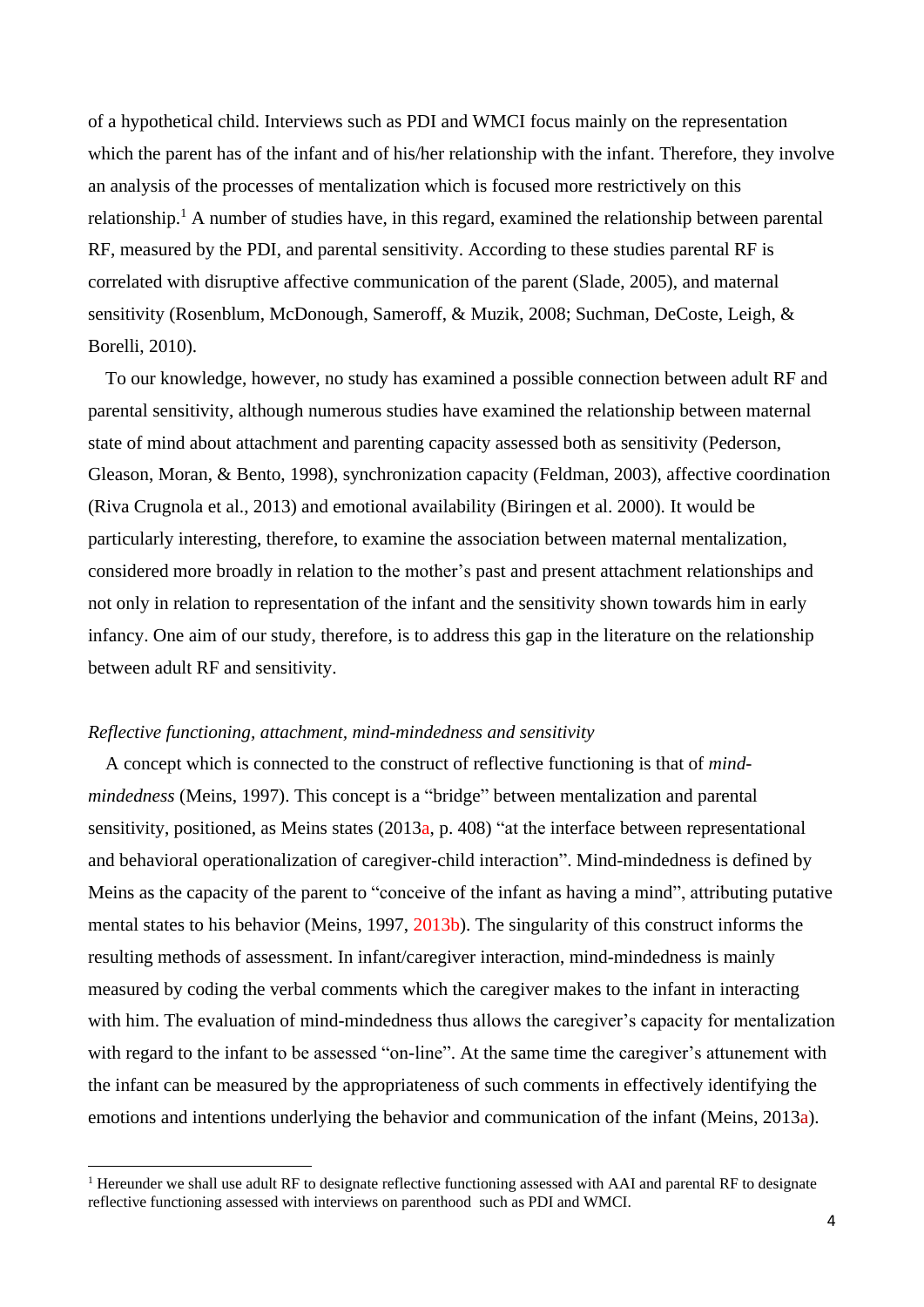of a hypothetical child. Interviews such as PDI and WMCI focus mainly on the representation which the parent has of the infant and of his/her relationship with the infant. Therefore, they involve an analysis of the processes of mentalization which is focused more restrictively on this relationship.[1] A number of studies have, in this regard, examined the relationship between parental RF, measured by the PDI, and parental sensitivity. According to these studies parental RF is correlated with disruptive affective communication of the parent (Slade, 2005), and maternal sensitivity (Rosenblum, McDonough, Sameroff, & Muzik, 2008; Suchman, DeCoste, Leigh, & Borelli, 2010).

To our knowledge, however, no study has examined a possible connection between adult RF and parental sensitivity, although numerous studies have examined the relationship between maternal state of mind about attachment and parenting capacity assessed both as sensitivity (Pederson, Gleason, Moran, & Bento, 1998), synchronization capacity (Feldman, 2003), affective coordination (Riva Crugnola et al., 2013) and emotional availability (Biringen et al. 2000). It would be particularly interesting, therefore, to examine the association between maternal mentalization, considered more broadly in relation to the mother's past and present attachment relationships and not only in relation to representation of the infant and the sensitivity shown towards him in early infancy. One aim of our study, therefore, is to address this gap in the literature on the relationship between adult RF and sensitivity.

*Reflective functioning, attachment, mind-mindedness and sensitivity*

A concept which is connected to the construct of reflective functioning is that of *mind-mindedness* (Meins, 1997). This concept is a "bridge" between mentalization and parental sensitivity, positioned, as Meins states (2013a, p. 408) "at the interface between representational and behavioral operationalization of caregiver-child interaction". Mind-mindedness is defined by Meins as the capacity of the parent to "conceive of the infant as having a mind", attributing putative mental states to his behavior (Meins, 1997, 2013b). The singularity of this construct informs the resulting methods of assessment. In infant/caregiver interaction, mind-mindedness is mainly measured by coding the verbal comments which the caregiver makes to the infant in interacting with him. The evaluation of mind-mindedness thus allows the caregiver's capacity for mentalization with regard to the infant to be assessed "on-line". At the same time the caregiver's attunement with the infant can be measured by the appropriateness of such comments in effectively identifying the emotions and intentions underlying the behavior and communication of the infant (Meins, 2013a).

[1] Hereunder we shall use adult RF to designate reflective functioning assessed with AAI and parental RF to designate reflective functioning assessed with interviews on parenthood such as PDI and WMCI.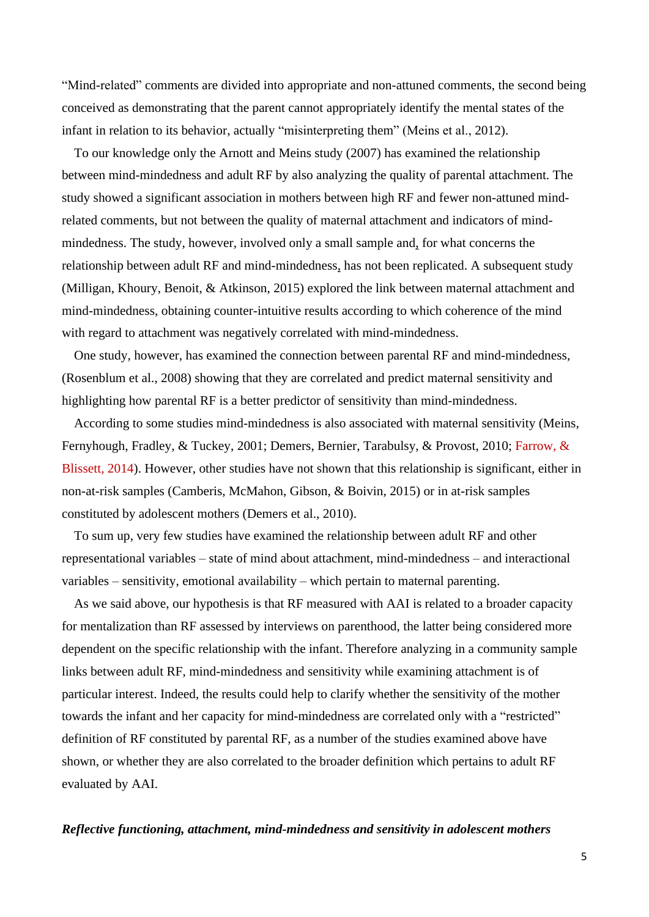"Mind-related" comments are divided into appropriate and non-attuned comments, the second being conceived as demonstrating that the parent cannot appropriately identify the mental states of the infant in relation to its behavior, actually "misinterpreting them" (Meins et al., 2012).

To our knowledge only the Arnott and Meins study (2007) has examined the relationship between mind-mindedness and adult RF by also analyzing the quality of parental attachment. The study showed a significant association in mothers between high RF and fewer non-attuned mind-related comments, but not between the quality of maternal attachment and indicators of mind-mindedness. The study, however, involved only a small sample and, for what concerns the relationship between adult RF and mind-mindedness, has not been replicated. A subsequent study (Milligan, Khoury, Benoit, & Atkinson, 2015) explored the link between maternal attachment and mind-mindedness, obtaining counter-intuitive results according to which coherence of the mind with regard to attachment was negatively correlated with mind-mindedness.

One study, however, has examined the connection between parental RF and mind-mindedness, (Rosenblum et al., 2008) showing that they are correlated and predict maternal sensitivity and highlighting how parental RF is a better predictor of sensitivity than mind-mindedness.

According to some studies mind-mindedness is also associated with maternal sensitivity (Meins, Fernyhough, Fradley, & Tuckey, 2001; Demers, Bernier, Tarabulsy, & Provost, 2010; Farrow, & Blissett, 2014). However, other studies have not shown that this relationship is significant, either in non-at-risk samples (Camberis, McMahon, Gibson, & Boivin, 2015) or in at-risk samples constituted by adolescent mothers (Demers et al., 2010).

To sum up, very few studies have examined the relationship between adult RF and other representational variables – state of mind about attachment, mind-mindedness – and interactional variables – sensitivity, emotional availability – which pertain to maternal parenting.

As we said above, our hypothesis is that RF measured with AAI is related to a broader capacity for mentalization than RF assessed by interviews on parenthood, the latter being considered more dependent on the specific relationship with the infant. Therefore analyzing in a community sample links between adult RF, mind-mindedness and sensitivity while examining attachment is of particular interest. Indeed, the results could help to clarify whether the sensitivity of the mother towards the infant and her capacity for mind-mindedness are correlated only with a "restricted" definition of RF constituted by parental RF, as a number of the studies examined above have shown, or whether they are also correlated to the broader definition which pertains to adult RF evaluated by AAI.

***Reflective functioning, attachment, mind-mindedness and sensitivity in adolescent mothers***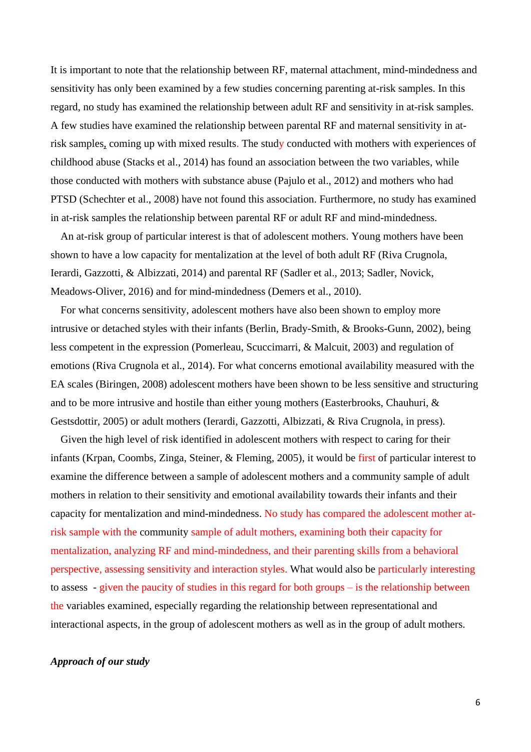It is important to note that the relationship between RF, maternal attachment, mind-mindedness and sensitivity has only been examined by a few studies concerning parenting at-risk samples. In this regard, no study has examined the relationship between adult RF and sensitivity in at-risk samples. A few studies have examined the relationship between parental RF and maternal sensitivity in at-risk samples, coming up with mixed results. The study conducted with mothers with experiences of childhood abuse (Stacks et al., 2014) has found an association between the two variables, while those conducted with mothers with substance abuse (Pajulo et al., 2012) and mothers who had PTSD (Schechter et al., 2008) have not found this association. Furthermore, no study has examined in at-risk samples the relationship between parental RF or adult RF and mind-mindedness.

An at-risk group of particular interest is that of adolescent mothers. Young mothers have been shown to have a low capacity for mentalization at the level of both adult RF (Riva Crugnola, Ierardi, Gazzotti, & Albizzati, 2014) and parental RF (Sadler et al., 2013; Sadler, Novick, Meadows-Oliver, 2016) and for mind-mindedness (Demers et al., 2010).

For what concerns sensitivity, adolescent mothers have also been shown to employ more intrusive or detached styles with their infants (Berlin, Brady-Smith, & Brooks-Gunn, 2002), being less competent in the expression (Pomerleau, Scuccimarri, & Malcuit, 2003) and regulation of emotions (Riva Crugnola et al., 2014). For what concerns emotional availability measured with the EA scales (Biringen, 2008) adolescent mothers have been shown to be less sensitive and structuring and to be more intrusive and hostile than either young mothers (Easterbrooks, Chauhuri, & Gestsdottir, 2005) or adult mothers (Ierardi, Gazzotti, Albizzati, & Riva Crugnola, in press).

Given the high level of risk identified in adolescent mothers with respect to caring for their infants (Krpan, Coombs, Zinga, Steiner, & Fleming, 2005), it would be first of particular interest to examine the difference between a sample of adolescent mothers and a community sample of adult mothers in relation to their sensitivity and emotional availability towards their infants and their capacity for mentalization and mind-mindedness. No study has compared the adolescent mother at-risk sample with the community sample of adult mothers, examining both their capacity for mentalization, analyzing RF and mind-mindedness, and their parenting skills from a behavioral perspective, assessing sensitivity and interaction styles. What would also be particularly interesting to assess - given the paucity of studies in this regard for both groups – is the relationship between the variables examined, especially regarding the relationship between representational and interactional aspects, in the group of adolescent mothers as well as in the group of adult mothers.

***Approach of our study***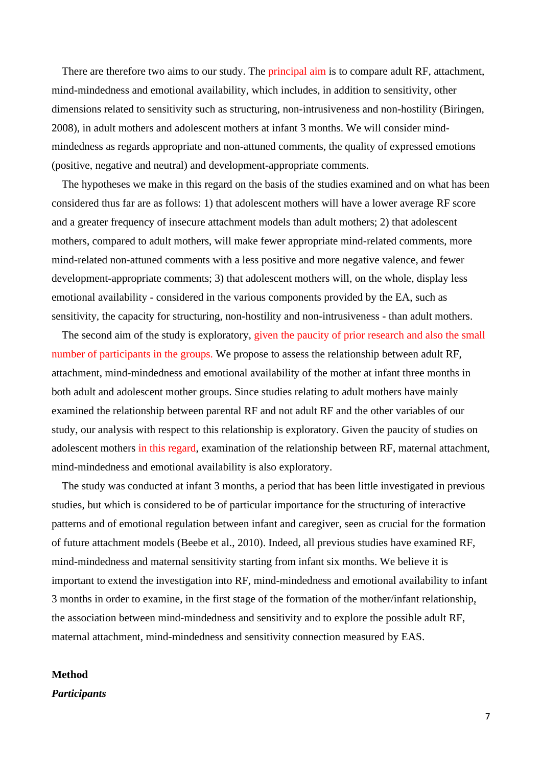There are therefore two aims to our study. The principal aim is to compare adult RF, attachment, mind-mindedness and emotional availability, which includes, in addition to sensitivity, other dimensions related to sensitivity such as structuring, non-intrusiveness and non-hostility (Biringen, 2008), in adult mothers and adolescent mothers at infant 3 months. We will consider mind-mindedness as regards appropriate and non-attuned comments, the quality of expressed emotions (positive, negative and neutral) and development-appropriate comments.

The hypotheses we make in this regard on the basis of the studies examined and on what has been considered thus far are as follows: 1) that adolescent mothers will have a lower average RF score and a greater frequency of insecure attachment models than adult mothers; 2) that adolescent mothers, compared to adult mothers, will make fewer appropriate mind-related comments, more mind-related non-attuned comments with a less positive and more negative valence, and fewer development-appropriate comments; 3) that adolescent mothers will, on the whole, display less emotional availability - considered in the various components provided by the EA, such as sensitivity, the capacity for structuring, non-hostility and non-intrusiveness - than adult mothers.

The second aim of the study is exploratory, given the paucity of prior research and also the small number of participants in the groups. We propose to assess the relationship between adult RF, attachment, mind-mindedness and emotional availability of the mother at infant three months in both adult and adolescent mother groups. Since studies relating to adult mothers have mainly examined the relationship between parental RF and not adult RF and the other variables of our study, our analysis with respect to this relationship is exploratory. Given the paucity of studies on adolescent mothers in this regard, examination of the relationship between RF, maternal attachment, mind-mindedness and emotional availability is also exploratory.

The study was conducted at infant 3 months, a period that has been little investigated in previous studies, but which is considered to be of particular importance for the structuring of interactive patterns and of emotional regulation between infant and caregiver, seen as crucial for the formation of future attachment models (Beebe et al., 2010). Indeed, all previous studies have examined RF, mind-mindedness and maternal sensitivity starting from infant six months. We believe it is important to extend the investigation into RF, mind-mindedness and emotional availability to infant 3 months in order to examine, in the first stage of the formation of the mother/infant relationship, the association between mind-mindedness and sensitivity and to explore the possible adult RF, maternal attachment, mind-mindedness and sensitivity connection measured by EAS.

## Method

### *Participants*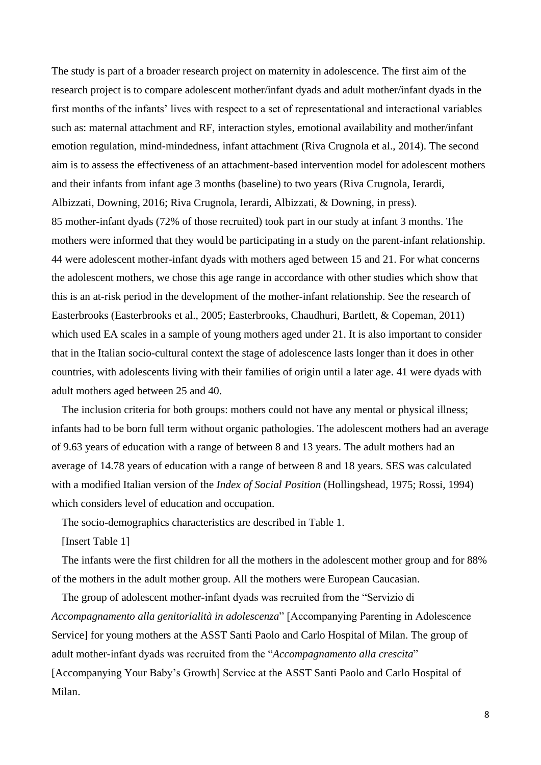The study is part of a broader research project on maternity in adolescence. The first aim of the research project is to compare adolescent mother/infant dyads and adult mother/infant dyads in the first months of the infants' lives with respect to a set of representational and interactional variables such as: maternal attachment and RF, interaction styles, emotional availability and mother/infant emotion regulation, mind-mindedness, infant attachment (Riva Crugnola et al., 2014). The second aim is to assess the effectiveness of an attachment-based intervention model for adolescent mothers and their infants from infant age 3 months (baseline) to two years (Riva Crugnola, Ierardi, Albizzati, Downing, 2016; Riva Crugnola, Ierardi, Albizzati, & Downing, in press).

85 mother-infant dyads (72% of those recruited) took part in our study at infant 3 months. The mothers were informed that they would be participating in a study on the parent-infant relationship. 44 were adolescent mother-infant dyads with mothers aged between 15 and 21. For what concerns the adolescent mothers, we chose this age range in accordance with other studies which show that this is an at-risk period in the development of the mother-infant relationship. See the research of Easterbrooks (Easterbrooks et al., 2005; Easterbrooks, Chaudhuri, Bartlett, & Copeman, 2011) which used EA scales in a sample of young mothers aged under 21. It is also important to consider that in the Italian socio-cultural context the stage of adolescence lasts longer than it does in other countries, with adolescents living with their families of origin until a later age. 41 were dyads with adult mothers aged between 25 and 40.

The inclusion criteria for both groups: mothers could not have any mental or physical illness; infants had to be born full term without organic pathologies. The adolescent mothers had an average of 9.63 years of education with a range of between 8 and 13 years. The adult mothers had an average of 14.78 years of education with a range of between 8 and 18 years. SES was calculated with a modified Italian version of the *Index of Social Position* (Hollingshead, 1975; Rossi, 1994) which considers level of education and occupation.

The socio-demographics characteristics are described in Table 1.

[Insert Table 1]

The infants were the first children for all the mothers in the adolescent mother group and for 88% of the mothers in the adult mother group. All the mothers were European Caucasian.

The group of adolescent mother-infant dyads was recruited from the "Servizio di *Accompagnamento alla genitorialità in adolescenza*" [Accompanying Parenting in Adolescence Service] for young mothers at the ASST Santi Paolo and Carlo Hospital of Milan. The group of adult mother-infant dyads was recruited from the "*Accompagnamento alla crescita*" [Accompanying Your Baby's Growth] Service at the ASST Santi Paolo and Carlo Hospital of Milan.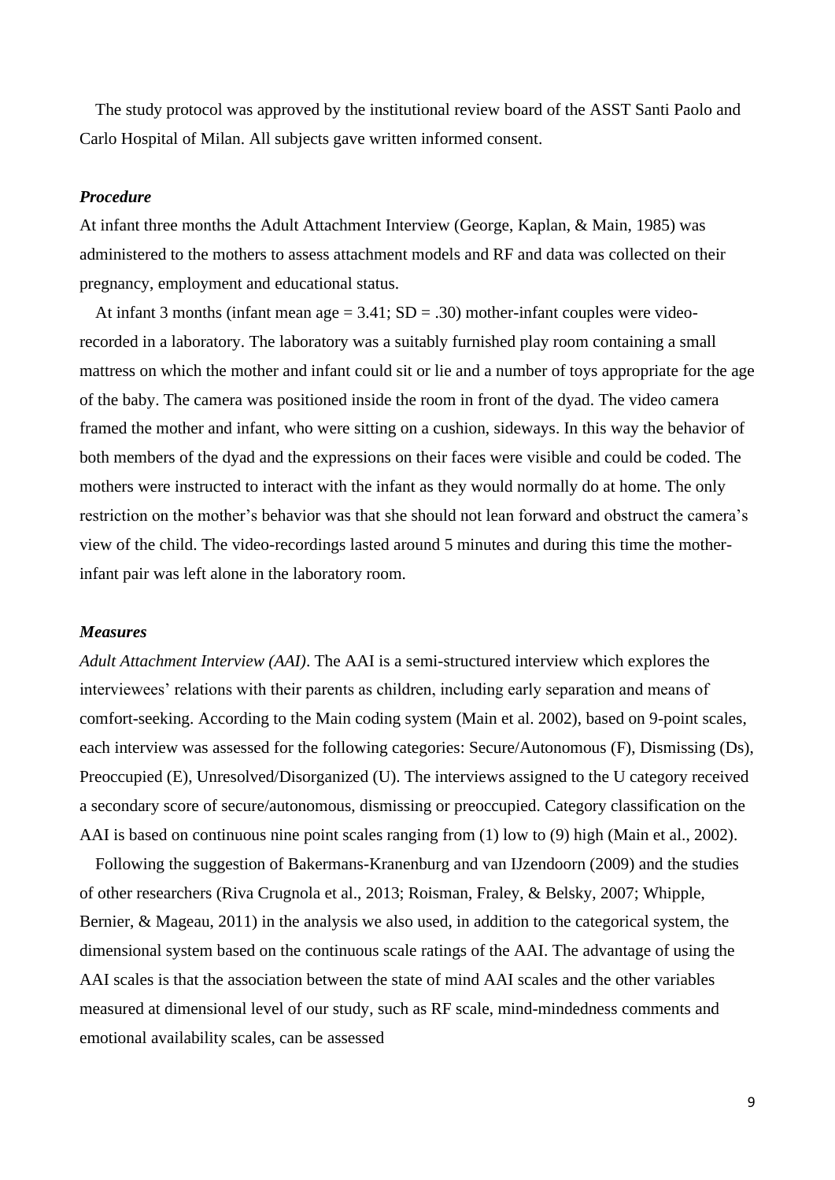The study protocol was approved by the institutional review board of the ASST Santi Paolo and Carlo Hospital of Milan. All subjects gave written informed consent.

### *Procedure*

At infant three months the Adult Attachment Interview (George, Kaplan, & Main, 1985) was administered to the mothers to assess attachment models and RF and data was collected on their pregnancy, employment and educational status.

At infant 3 months (infant mean age = 3.41; SD = .30) mother-infant couples were video-recorded in a laboratory. The laboratory was a suitably furnished play room containing a small mattress on which the mother and infant could sit or lie and a number of toys appropriate for the age of the baby. The camera was positioned inside the room in front of the dyad. The video camera framed the mother and infant, who were sitting on a cushion, sideways. In this way the behavior of both members of the dyad and the expressions on their faces were visible and could be coded. The mothers were instructed to interact with the infant as they would normally do at home. The only restriction on the mother's behavior was that she should not lean forward and obstruct the camera's view of the child. The video-recordings lasted around 5 minutes and during this time the mother-infant pair was left alone in the laboratory room.

### *Measures*

*Adult Attachment Interview (AAI)*. The AAI is a semi-structured interview which explores the interviewees' relations with their parents as children, including early separation and means of comfort-seeking. According to the Main coding system (Main et al. 2002), based on 9-point scales, each interview was assessed for the following categories: Secure/Autonomous (F), Dismissing (Ds), Preoccupied (E), Unresolved/Disorganized (U). The interviews assigned to the U category received a secondary score of secure/autonomous, dismissing or preoccupied. Category classification on the AAI is based on continuous nine point scales ranging from (1) low to (9) high (Main et al., 2002).

Following the suggestion of Bakermans-Kranenburg and van IJzendoorn (2009) and the studies of other researchers (Riva Crugnola et al., 2013; Roisman, Fraley, & Belsky, 2007; Whipple, Bernier, & Mageau, 2011) in the analysis we also used, in addition to the categorical system, the dimensional system based on the continuous scale ratings of the AAI. The advantage of using the AAI scales is that the association between the state of mind AAI scales and the other variables measured at dimensional level of our study, such as RF scale, mind-mindedness comments and emotional availability scales, can be assessed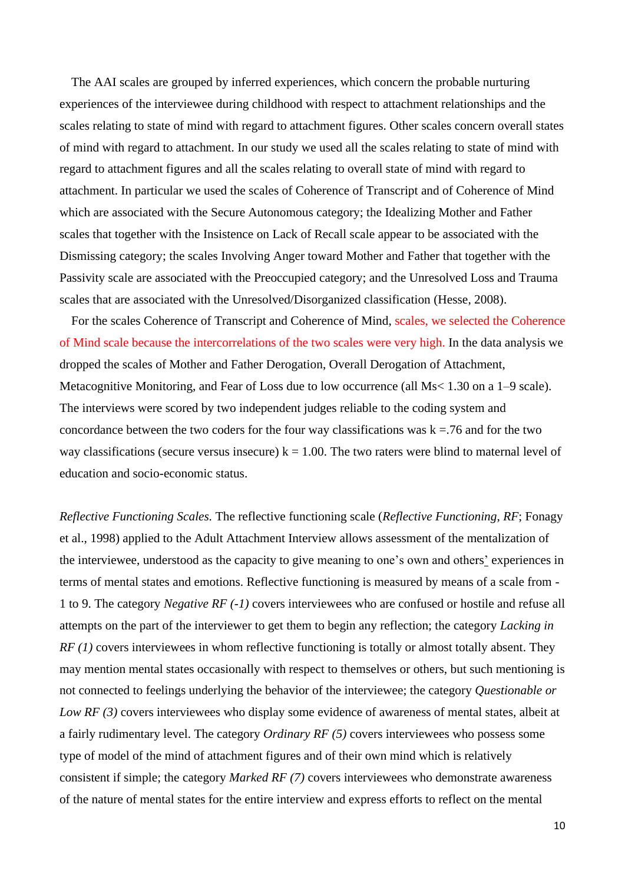The AAI scales are grouped by inferred experiences, which concern the probable nurturing experiences of the interviewee during childhood with respect to attachment relationships and the scales relating to state of mind with regard to attachment figures. Other scales concern overall states of mind with regard to attachment. In our study we used all the scales relating to state of mind with regard to attachment figures and all the scales relating to overall state of mind with regard to attachment. In particular we used the scales of Coherence of Transcript and of Coherence of Mind which are associated with the Secure Autonomous category; the Idealizing Mother and Father scales that together with the Insistence on Lack of Recall scale appear to be associated with the Dismissing category; the scales Involving Anger toward Mother and Father that together with the Passivity scale are associated with the Preoccupied category; and the Unresolved Loss and Trauma scales that are associated with the Unresolved/Disorganized classification (Hesse, 2008).

For the scales Coherence of Transcript and Coherence of Mind, scales, we selected the Coherence of Mind scale because the intercorrelations of the two scales were very high. In the data analysis we dropped the scales of Mother and Father Derogation, Overall Derogation of Attachment, Metacognitive Monitoring, and Fear of Loss due to low occurrence (all Ms< 1.30 on a 1–9 scale). The interviews were scored by two independent judges reliable to the coding system and concordance between the two coders for the four way classifications was k =.76 and for the two way classifications (secure versus insecure) k = 1.00. The two raters were blind to maternal level of education and socio-economic status.

*Reflective Functioning Scales.* The reflective functioning scale (*Reflective Functioning*, *RF*; Fonagy et al., 1998) applied to the Adult Attachment Interview allows assessment of the mentalization of the interviewee, understood as the capacity to give meaning to one's own and others' experiences in terms of mental states and emotions. Reflective functioning is measured by means of a scale from -1 to 9. The category *Negative RF (-1)* covers interviewees who are confused or hostile and refuse all attempts on the part of the interviewer to get them to begin any reflection; the category *Lacking in RF (1)* covers interviewees in whom reflective functioning is totally or almost totally absent. They may mention mental states occasionally with respect to themselves or others, but such mentioning is not connected to feelings underlying the behavior of the interviewee; the category *Questionable or Low RF (3)* covers interviewees who display some evidence of awareness of mental states, albeit at a fairly rudimentary level. The category *Ordinary RF (5)* covers interviewees who possess some type of model of the mind of attachment figures and of their own mind which is relatively consistent if simple; the category *Marked RF (7)* covers interviewees who demonstrate awareness of the nature of mental states for the entire interview and express efforts to reflect on the mental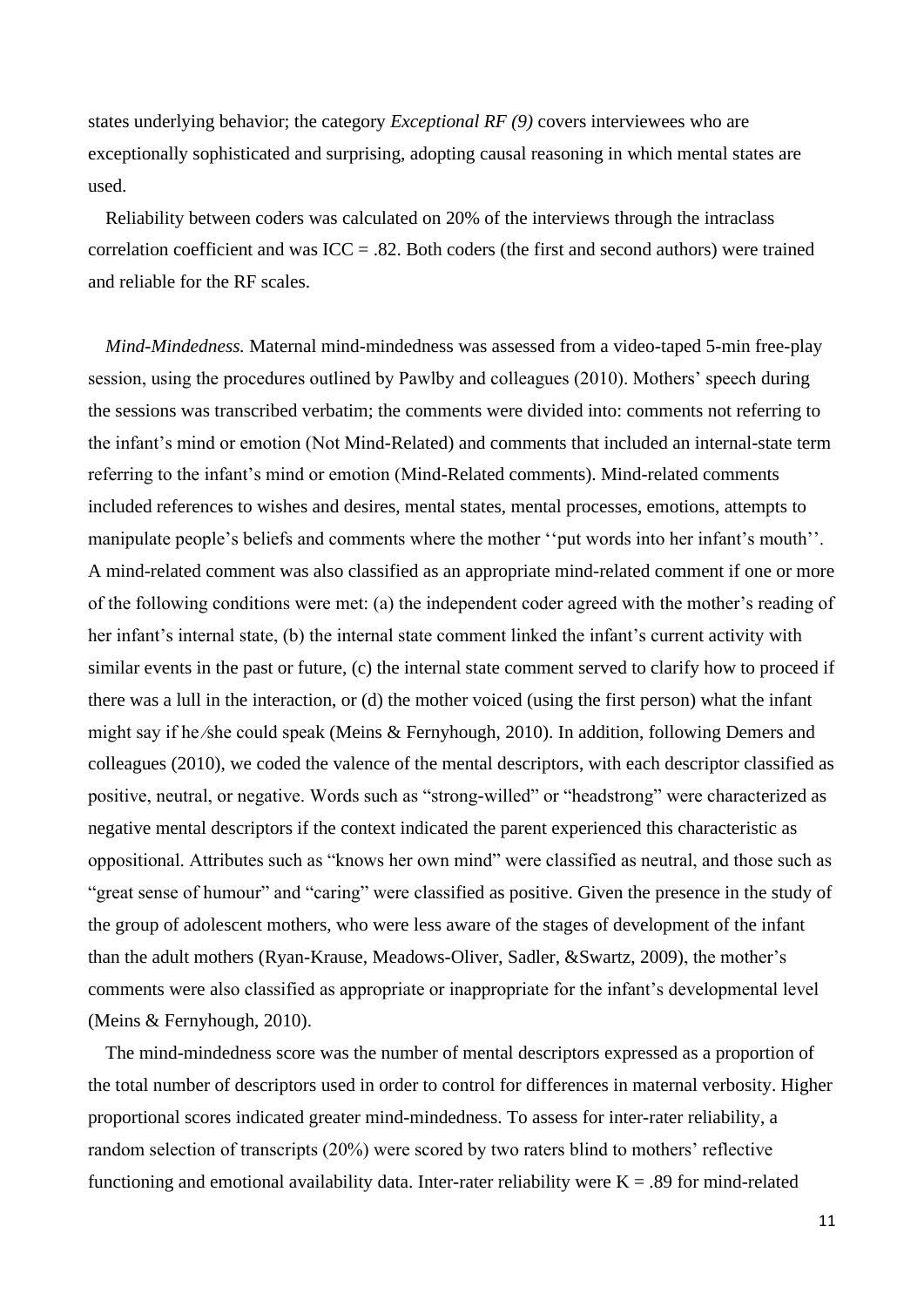states underlying behavior; the category *Exceptional RF (9)* covers interviewees who are exceptionally sophisticated and surprising, adopting causal reasoning in which mental states are used.

Reliability between coders was calculated on 20% of the interviews through the intraclass correlation coefficient and was ICC = .82. Both coders (the first and second authors) were trained and reliable for the RF scales.

*Mind-Mindedness.* Maternal mind-mindedness was assessed from a video-taped 5-min free-play session, using the procedures outlined by Pawlby and colleagues (2010). Mothers' speech during the sessions was transcribed verbatim; the comments were divided into: comments not referring to the infant's mind or emotion (Not Mind-Related) and comments that included an internal-state term referring to the infant's mind or emotion (Mind-Related comments). Mind-related comments included references to wishes and desires, mental states, mental processes, emotions, attempts to manipulate people's beliefs and comments where the mother ''put words into her infant's mouth''. A mind-related comment was also classified as an appropriate mind-related comment if one or more of the following conditions were met: (a) the independent coder agreed with the mother's reading of her infant's internal state, (b) the internal state comment linked the infant's current activity with similar events in the past or future, (c) the internal state comment served to clarify how to proceed if there was a lull in the interaction, or (d) the mother voiced (using the first person) what the infant might say if he ⁄she could speak (Meins & Fernyhough, 2010). In addition, following Demers and colleagues (2010), we coded the valence of the mental descriptors, with each descriptor classified as positive, neutral, or negative. Words such as "strong-willed" or "headstrong" were characterized as negative mental descriptors if the context indicated the parent experienced this characteristic as oppositional. Attributes such as "knows her own mind" were classified as neutral, and those such as "great sense of humour" and "caring" were classified as positive. Given the presence in the study of the group of adolescent mothers, who were less aware of the stages of development of the infant than the adult mothers (Ryan-Krause, Meadows-Oliver, Sadler, &Swartz, 2009), the mother's comments were also classified as appropriate or inappropriate for the infant's developmental level (Meins & Fernyhough, 2010).

The mind-mindedness score was the number of mental descriptors expressed as a proportion of the total number of descriptors used in order to control for differences in maternal verbosity. Higher proportional scores indicated greater mind-mindedness. To assess for inter-rater reliability, a random selection of transcripts (20%) were scored by two raters blind to mothers' reflective functioning and emotional availability data. Inter-rater reliability were K = .89 for mind-related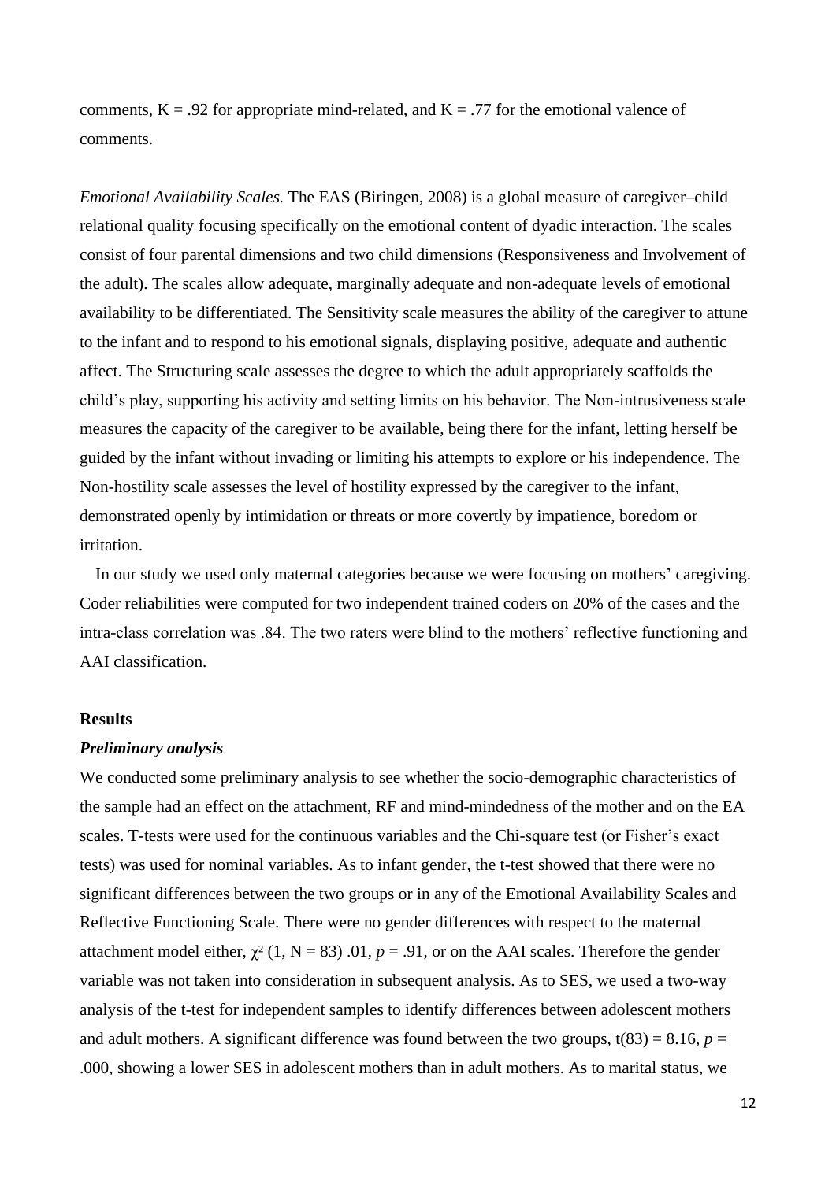comments, K = .92 for appropriate mind-related, and K = .77 for the emotional valence of comments.

*Emotional Availability Scales.* The EAS (Biringen, 2008) is a global measure of caregiver–child relational quality focusing specifically on the emotional content of dyadic interaction. The scales consist of four parental dimensions and two child dimensions (Responsiveness and Involvement of the adult). The scales allow adequate, marginally adequate and non-adequate levels of emotional availability to be differentiated. The Sensitivity scale measures the ability of the caregiver to attune to the infant and to respond to his emotional signals, displaying positive, adequate and authentic affect. The Structuring scale assesses the degree to which the adult appropriately scaffolds the child's play, supporting his activity and setting limits on his behavior. The Non-intrusiveness scale measures the capacity of the caregiver to be available, being there for the infant, letting herself be guided by the infant without invading or limiting his attempts to explore or his independence. The Non-hostility scale assesses the level of hostility expressed by the caregiver to the infant, demonstrated openly by intimidation or threats or more covertly by impatience, boredom or irritation.

In our study we used only maternal categories because we were focusing on mothers' caregiving. Coder reliabilities were computed for two independent trained coders on 20% of the cases and the intra-class correlation was .84. The two raters were blind to the mothers' reflective functioning and AAI classification.

## Results

### *Preliminary analysis*

We conducted some preliminary analysis to see whether the socio-demographic characteristics of the sample had an effect on the attachment, RF and mind-mindedness of the mother and on the EA scales. T-tests were used for the continuous variables and the Chi-square test (or Fisher's exact tests) was used for nominal variables. As to infant gender, the t-test showed that there were no significant differences between the two groups or in any of the Emotional Availability Scales and Reflective Functioning Scale. There were no gender differences with respect to the maternal attachment model either, $\chi^2$ (1, N = 83) .01, $p$ = .91, or on the AAI scales. Therefore the gender variable was not taken into consideration in subsequent analysis. As to SES, we used a two-way analysis of the t-test for independent samples to identify differences between adolescent mothers and adult mothers. A significant difference was found between the two groups, t(83) = 8.16, $p$ = .000, showing a lower SES in adolescent mothers than in adult mothers. As to marital status, we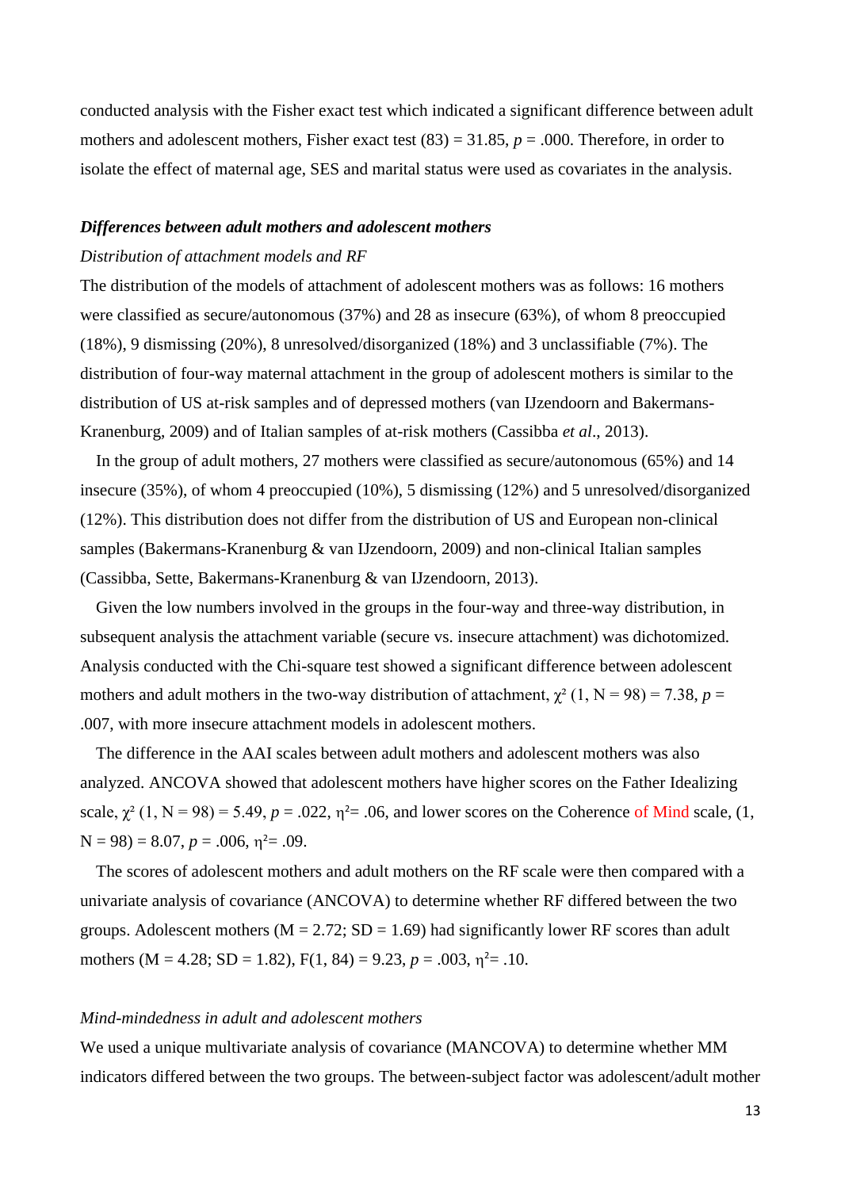conducted analysis with the Fisher exact test which indicated a significant difference between adult mothers and adolescent mothers, Fisher exact test (83) = 31.85, $p$ = .000. Therefore, in order to isolate the effect of maternal age, SES and marital status were used as covariates in the analysis.

***Differences between adult mothers and adolescent mothers***

*Distribution of attachment models and RF*

The distribution of the models of attachment of adolescent mothers was as follows: 16 mothers were classified as secure/autonomous (37%) and 28 as insecure (63%), of whom 8 preoccupied (18%), 9 dismissing (20%), 8 unresolved/disorganized (18%) and 3 unclassifiable (7%). The distribution of four-way maternal attachment in the group of adolescent mothers is similar to the distribution of US at-risk samples and of depressed mothers (van IJzendoorn and Bakermans-Kranenburg, 2009) and of Italian samples of at-risk mothers (Cassibba *et al*., 2013).

In the group of adult mothers, 27 mothers were classified as secure/autonomous (65%) and 14 insecure (35%), of whom 4 preoccupied (10%), 5 dismissing (12%) and 5 unresolved/disorganized (12%). This distribution does not differ from the distribution of US and European non-clinical samples (Bakermans-Kranenburg & van IJzendoorn, 2009) and non-clinical Italian samples (Cassibba, Sette, Bakermans-Kranenburg & van IJzendoorn, 2013).

Given the low numbers involved in the groups in the four-way and three-way distribution, in subsequent analysis the attachment variable (secure vs. insecure attachment) was dichotomized. Analysis conducted with the Chi-square test showed a significant difference between adolescent mothers and adult mothers in the two-way distribution of attachment, $\chi^2$ (1, N = 98) = 7.38, $p$ = .007, with more insecure attachment models in adolescent mothers.

The difference in the AAI scales between adult mothers and adolescent mothers was also analyzed. ANCOVA showed that adolescent mothers have higher scores on the Father Idealizing scale, $\chi^2$ (1, N = 98) = 5.49, $p$ = .022, $\eta^2$= .06, and lower scores on the Coherence of Mind scale, (1, N = 98) = 8.07, $p$ = .006, $\eta^2$= .09.

The scores of adolescent mothers and adult mothers on the RF scale were then compared with a univariate analysis of covariance (ANCOVA) to determine whether RF differed between the two groups. Adolescent mothers (M = 2.72; SD = 1.69) had significantly lower RF scores than adult mothers (M = 4.28; SD = 1.82), F(1, 84) = 9.23, $p$ = .003, $\eta^2$= .10.

*Mind-mindedness in adult and adolescent mothers*

We used a unique multivariate analysis of covariance (MANCOVA) to determine whether MM indicators differed between the two groups. The between-subject factor was adolescent/adult mother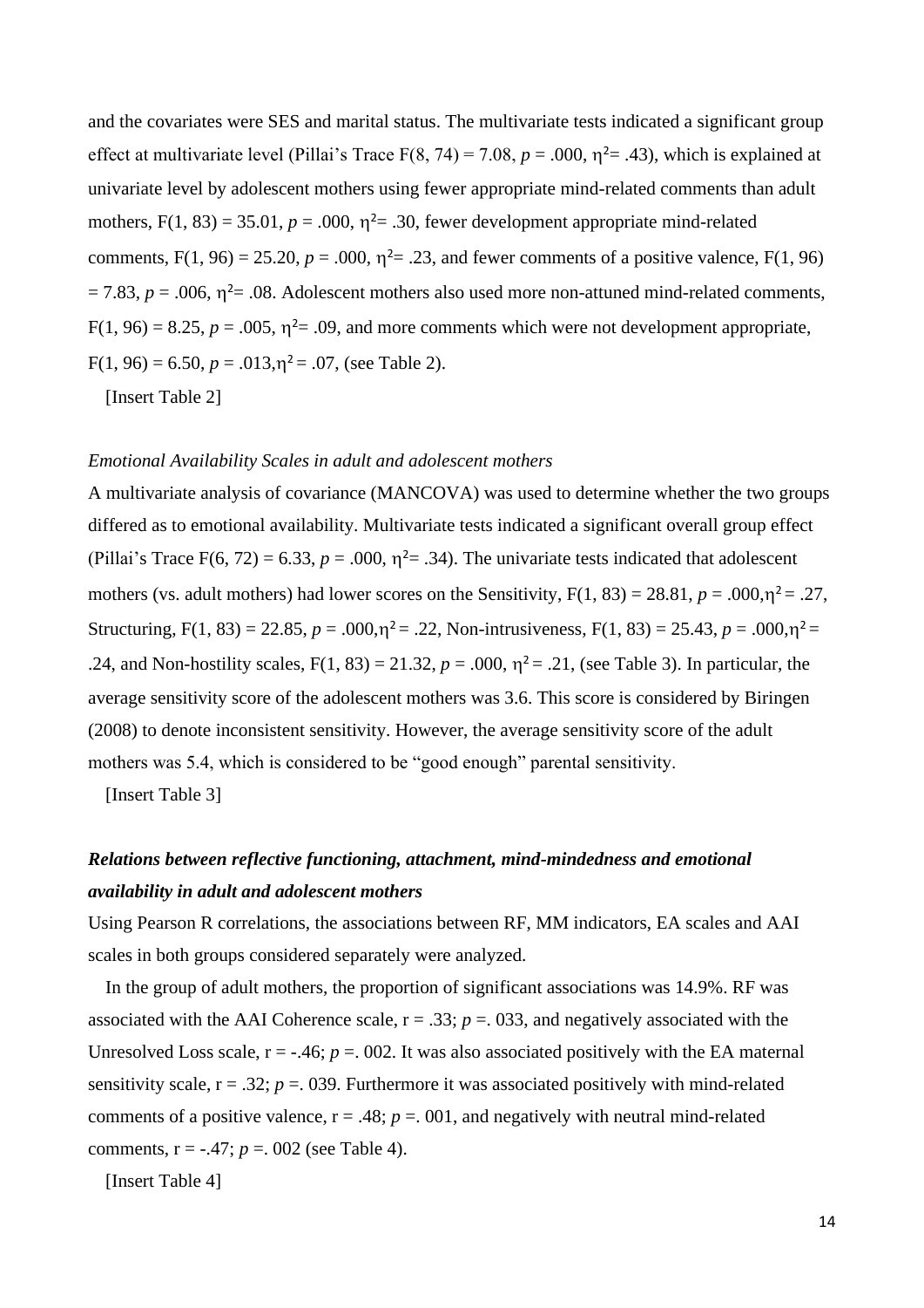and the covariates were SES and marital status. The multivariate tests indicated a significant group effect at multivariate level (Pillai's Trace $F(8, 74) = 7.08$, $p = .000$, $\eta^2 = .43$), which is explained at univariate level by adolescent mothers using fewer appropriate mind-related comments than adult mothers, $F(1, 83) = 35.01$, $p = .000$, $\eta^2 = .30$, fewer development appropriate mind-related comments, $F(1, 96) = 25.20$, $p = .000$, $\eta^2 = .23$, and fewer comments of a positive valence, $F(1, 96) = 7.83$, $p = .006$, $\eta^2 = .08$. Adolescent mothers also used more non-attuned mind-related comments, $F(1, 96) = 8.25$, $p = .005$, $\eta^2 = .09$, and more comments which were not development appropriate, $F(1, 96) = 6.50$, $p = .013$, $\eta^2 = .07$, (see Table 2).

[Insert Table 2]

*Emotional Availability Scales in adult and adolescent mothers*

A multivariate analysis of covariance (MANCOVA) was used to determine whether the two groups differed as to emotional availability. Multivariate tests indicated a significant overall group effect (Pillai's Trace $F(6, 72) = 6.33$, $p = .000$, $\eta^2 = .34$). The univariate tests indicated that adolescent mothers (vs. adult mothers) had lower scores on the Sensitivity, $F(1, 83) = 28.81$, $p = .000$, $\eta^2 = .27$, Structuring, $F(1, 83) = 22.85$, $p = .000$, $\eta^2 = .22$, Non-intrusiveness, $F(1, 83) = 25.43$, $p = .000$, $\eta^2 = .24$, and Non-hostility scales, $F(1, 83) = 21.32$, $p = .000$, $\eta^2 = .21$, (see Table 3). In particular, the average sensitivity score of the adolescent mothers was 3.6. This score is considered by Biringen (2008) to denote inconsistent sensitivity. However, the average sensitivity score of the adult mothers was 5.4, which is considered to be "good enough" parental sensitivity.

[Insert Table 3]

### ***Relations between reflective functioning, attachment, mind-mindedness and emotional availability in adult and adolescent mothers***

Using Pearson R correlations, the associations between RF, MM indicators, EA scales and AAI scales in both groups considered separately were analyzed.

In the group of adult mothers, the proportion of significant associations was 14.9%. RF was associated with the AAI Coherence scale, $r = .33$; $p = .033$, and negatively associated with the Unresolved Loss scale, $r = -.46$; $p = .002$. It was also associated positively with the EA maternal sensitivity scale, $r = .32$; $p = .039$. Furthermore it was associated positively with mind-related comments of a positive valence, $r = .48$; $p = .001$, and negatively with neutral mind-related comments, $r = -.47$; $p = .002$ (see Table 4).

[Insert Table 4]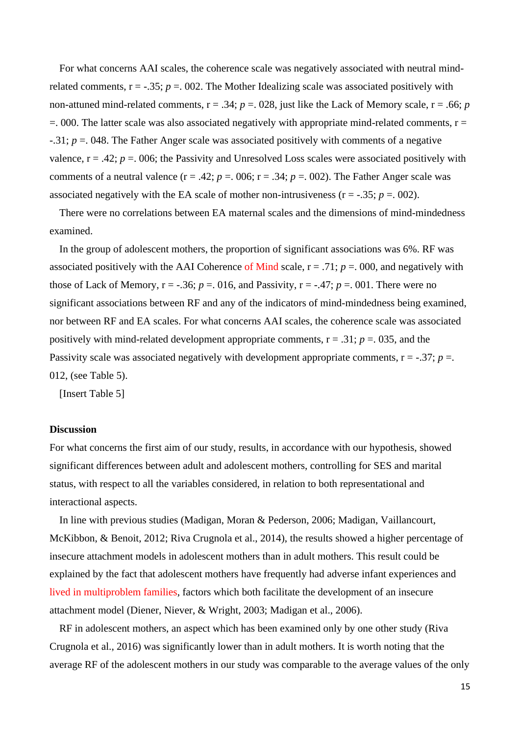For what concerns AAI scales, the coherence scale was negatively associated with neutral mind-related comments, r = -.35; $p$ =. 002. The Mother Idealizing scale was associated positively with non-attuned mind-related comments, r = .34; $p$ =. 028, just like the Lack of Memory scale, r = .66; $p$ =. 000. The latter scale was also associated negatively with appropriate mind-related comments, r = -.31; $p$ =. 048. The Father Anger scale was associated positively with comments of a negative valence, r = .42; $p$ =. 006; the Passivity and Unresolved Loss scales were associated positively with comments of a neutral valence (r = .42; $p$ =. 006; r = .34; $p$ =. 002). The Father Anger scale was associated negatively with the EA scale of mother non-intrusiveness (r = -.35; $p$ =. 002).

There were no correlations between EA maternal scales and the dimensions of mind-mindedness examined.

In the group of adolescent mothers, the proportion of significant associations was 6%. RF was associated positively with the AAI Coherence of Mind scale, r = .71; $p$ =. 000, and negatively with those of Lack of Memory, r = -.36; $p$ =. 016, and Passivity, r = -.47; $p$ =. 001. There were no significant associations between RF and any of the indicators of mind-mindedness being examined, nor between RF and EA scales. For what concerns AAI scales, the coherence scale was associated positively with mind-related development appropriate comments, r = .31; $p$ =. 035, and the Passivity scale was associated negatively with development appropriate comments, r = -.37; $p$ =. 012, (see Table 5).

[Insert Table 5]

**Discussion**

For what concerns the first aim of our study, results, in accordance with our hypothesis, showed significant differences between adult and adolescent mothers, controlling for SES and marital status, with respect to all the variables considered, in relation to both representational and interactional aspects.

In line with previous studies (Madigan, Moran & Pederson, 2006; Madigan, Vaillancourt, McKibbon, & Benoit, 2012; Riva Crugnola et al., 2014), the results showed a higher percentage of insecure attachment models in adolescent mothers than in adult mothers. This result could be explained by the fact that adolescent mothers have frequently had adverse infant experiences and lived in multiproblem families, factors which both facilitate the development of an insecure attachment model (Diener, Niever, & Wright, 2003; Madigan et al., 2006).

RF in adolescent mothers, an aspect which has been examined only by one other study (Riva Crugnola et al., 2016) was significantly lower than in adult mothers. It is worth noting that the average RF of the adolescent mothers in our study was comparable to the average values of the only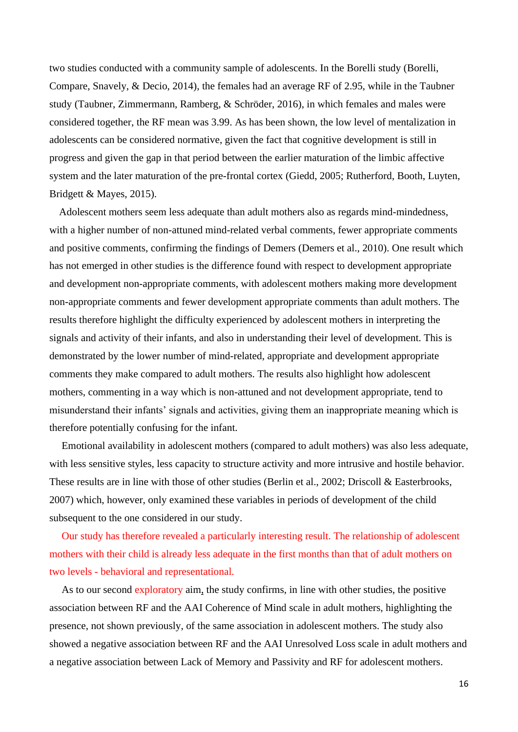two studies conducted with a community sample of adolescents. In the Borelli study (Borelli, Compare, Snavely, & Decio, 2014), the females had an average RF of 2.95, while in the Taubner study (Taubner, Zimmermann, Ramberg, & Schröder, 2016), in which females and males were considered together, the RF mean was 3.99. As has been shown, the low level of mentalization in adolescents can be considered normative, given the fact that cognitive development is still in progress and given the gap in that period between the earlier maturation of the limbic affective system and the later maturation of the pre-frontal cortex (Giedd, 2005; Rutherford, Booth, Luyten, Bridgett & Mayes, 2015).

Adolescent mothers seem less adequate than adult mothers also as regards mind-mindedness, with a higher number of non-attuned mind-related verbal comments, fewer appropriate comments and positive comments, confirming the findings of Demers (Demers et al., 2010). One result which has not emerged in other studies is the difference found with respect to development appropriate and development non-appropriate comments, with adolescent mothers making more development non-appropriate comments and fewer development appropriate comments than adult mothers. The results therefore highlight the difficulty experienced by adolescent mothers in interpreting the signals and activity of their infants, and also in understanding their level of development. This is demonstrated by the lower number of mind-related, appropriate and development appropriate comments they make compared to adult mothers. The results also highlight how adolescent mothers, commenting in a way which is non-attuned and not development appropriate, tend to misunderstand their infants' signals and activities, giving them an inappropriate meaning which is therefore potentially confusing for the infant.

Emotional availability in adolescent mothers (compared to adult mothers) was also less adequate, with less sensitive styles, less capacity to structure activity and more intrusive and hostile behavior. These results are in line with those of other studies (Berlin et al., 2002; Driscoll & Easterbrooks, 2007) which, however, only examined these variables in periods of development of the child subsequent to the one considered in our study.

Our study has therefore revealed a particularly interesting result. The relationship of adolescent mothers with their child is already less adequate in the first months than that of adult mothers on two levels - behavioral and representational.

As to our second exploratory aim, the study confirms, in line with other studies, the positive association between RF and the AAI Coherence of Mind scale in adult mothers, highlighting the presence, not shown previously, of the same association in adolescent mothers. The study also showed a negative association between RF and the AAI Unresolved Loss scale in adult mothers and a negative association between Lack of Memory and Passivity and RF for adolescent mothers.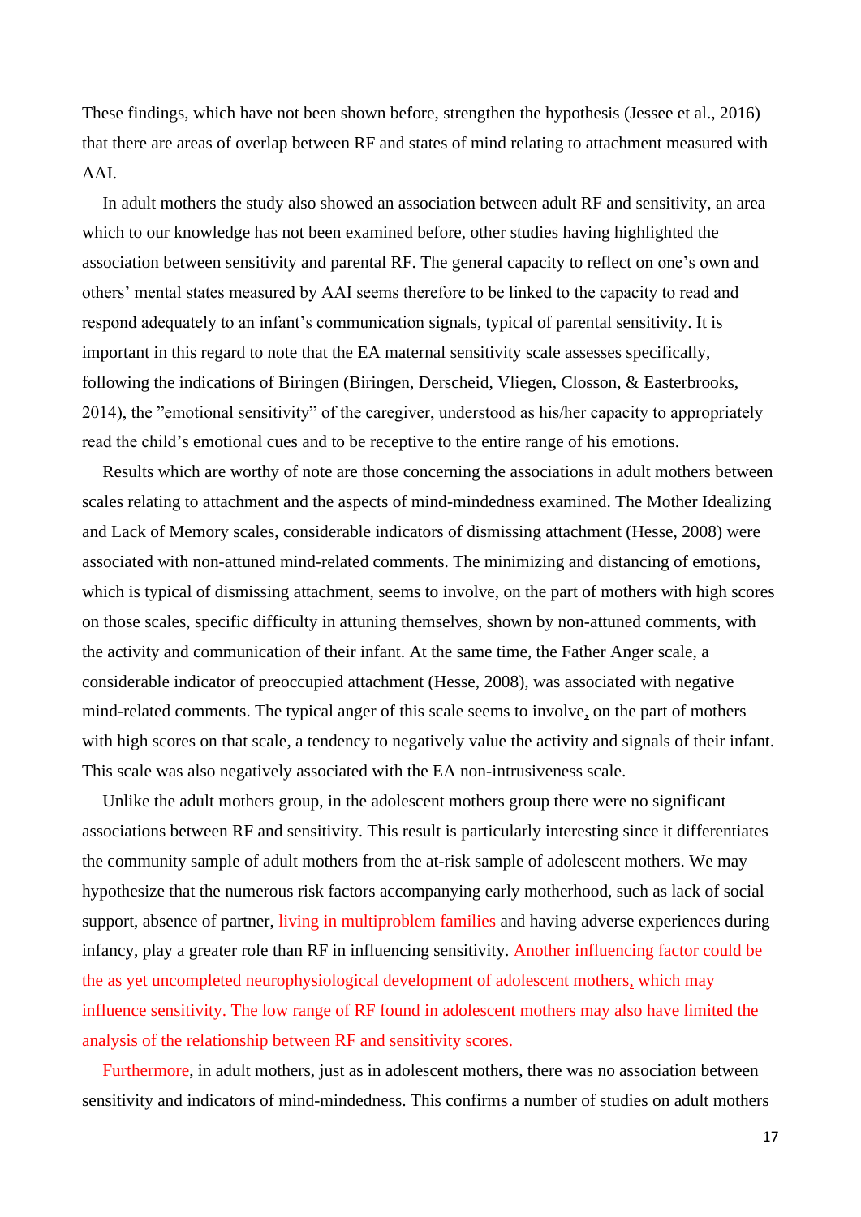These findings, which have not been shown before, strengthen the hypothesis (Jessee et al., 2016) that there are areas of overlap between RF and states of mind relating to attachment measured with AAI.

In adult mothers the study also showed an association between adult RF and sensitivity, an area which to our knowledge has not been examined before, other studies having highlighted the association between sensitivity and parental RF. The general capacity to reflect on one's own and others' mental states measured by AAI seems therefore to be linked to the capacity to read and respond adequately to an infant's communication signals, typical of parental sensitivity. It is important in this regard to note that the EA maternal sensitivity scale assesses specifically, following the indications of Biringen (Biringen, Derscheid, Vliegen, Closson, & Easterbrooks, 2014), the "emotional sensitivity" of the caregiver, understood as his/her capacity to appropriately read the child's emotional cues and to be receptive to the entire range of his emotions.

Results which are worthy of note are those concerning the associations in adult mothers between scales relating to attachment and the aspects of mind-mindedness examined. The Mother Idealizing and Lack of Memory scales, considerable indicators of dismissing attachment (Hesse, 2008) were associated with non-attuned mind-related comments. The minimizing and distancing of emotions, which is typical of dismissing attachment, seems to involve, on the part of mothers with high scores on those scales, specific difficulty in attuning themselves, shown by non-attuned comments, with the activity and communication of their infant. At the same time, the Father Anger scale, a considerable indicator of preoccupied attachment (Hesse, 2008), was associated with negative mind-related comments. The typical anger of this scale seems to involve, on the part of mothers with high scores on that scale, a tendency to negatively value the activity and signals of their infant. This scale was also negatively associated with the EA non-intrusiveness scale.

Unlike the adult mothers group, in the adolescent mothers group there were no significant associations between RF and sensitivity. This result is particularly interesting since it differentiates the community sample of adult mothers from the at-risk sample of adolescent mothers. We may hypothesize that the numerous risk factors accompanying early motherhood, such as lack of social support, absence of partner, living in multiproblem families and having adverse experiences during infancy, play a greater role than RF in influencing sensitivity. Another influencing factor could be the as yet uncompleted neurophysiological development of adolescent mothers, which may influence sensitivity. The low range of RF found in adolescent mothers may also have limited the analysis of the relationship between RF and sensitivity scores.

Furthermore, in adult mothers, just as in adolescent mothers, there was no association between sensitivity and indicators of mind-mindedness. This confirms a number of studies on adult mothers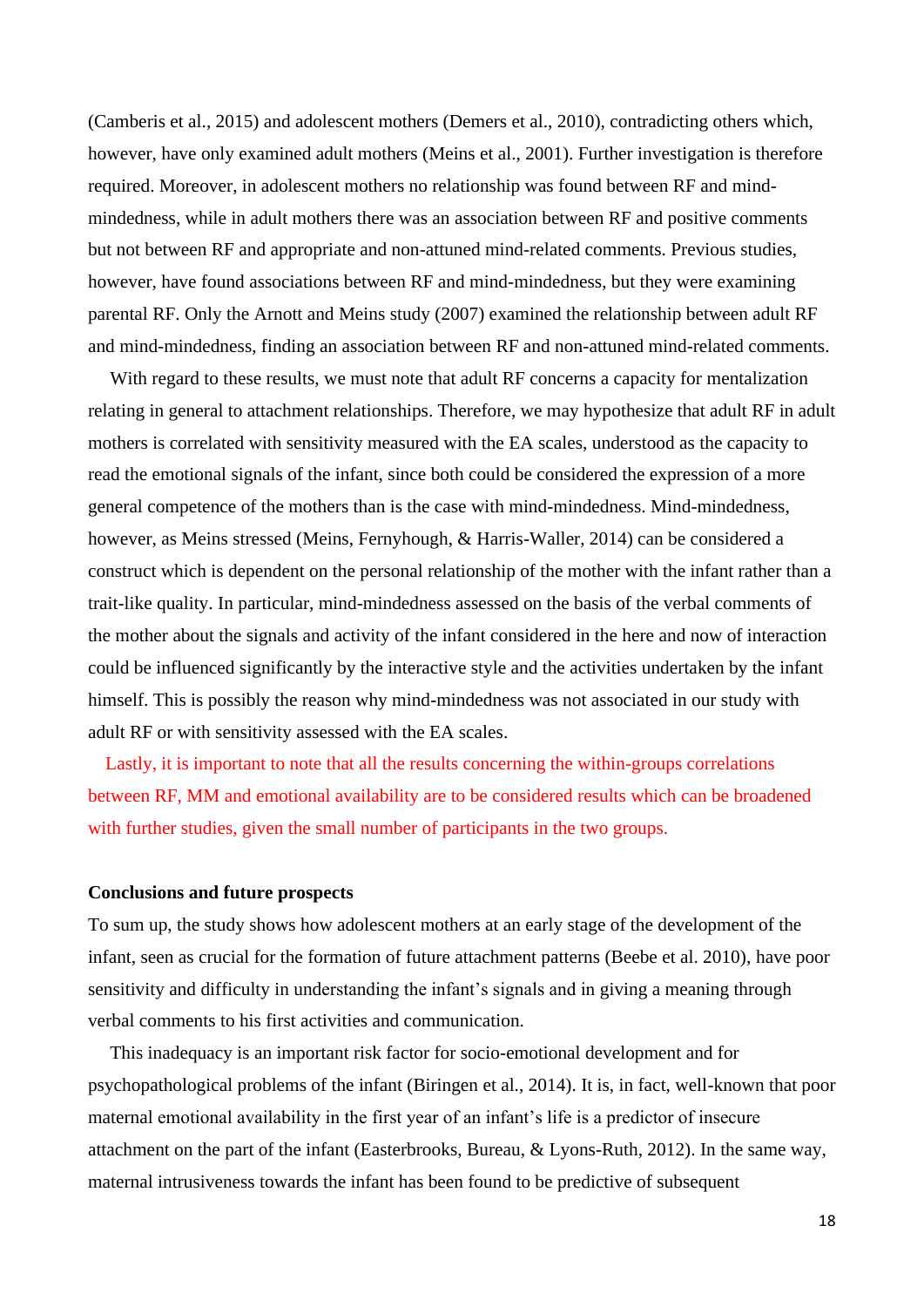(Camberis et al., 2015) and adolescent mothers (Demers et al., 2010), contradicting others which, however, have only examined adult mothers (Meins et al., 2001). Further investigation is therefore required. Moreover, in adolescent mothers no relationship was found between RF and mind-mindedness, while in adult mothers there was an association between RF and positive comments but not between RF and appropriate and non-attuned mind-related comments. Previous studies, however, have found associations between RF and mind-mindedness, but they were examining parental RF. Only the Arnott and Meins study (2007) examined the relationship between adult RF and mind-mindedness, finding an association between RF and non-attuned mind-related comments.

With regard to these results, we must note that adult RF concerns a capacity for mentalization relating in general to attachment relationships. Therefore, we may hypothesize that adult RF in adult mothers is correlated with sensitivity measured with the EA scales, understood as the capacity to read the emotional signals of the infant, since both could be considered the expression of a more general competence of the mothers than is the case with mind-mindedness. Mind-mindedness, however, as Meins stressed (Meins, Fernyhough, & Harris-Waller, 2014) can be considered a construct which is dependent on the personal relationship of the mother with the infant rather than a trait-like quality. In particular, mind-mindedness assessed on the basis of the verbal comments of the mother about the signals and activity of the infant considered in the here and now of interaction could be influenced significantly by the interactive style and the activities undertaken by the infant himself. This is possibly the reason why mind-mindedness was not associated in our study with adult RF or with sensitivity assessed with the EA scales.

Lastly, it is important to note that all the results concerning the within-groups correlations between RF, MM and emotional availability are to be considered results which can be broadened with further studies, given the small number of participants in the two groups.

**Conclusions and future prospects**

To sum up, the study shows how adolescent mothers at an early stage of the development of the infant, seen as crucial for the formation of future attachment patterns (Beebe et al. 2010), have poor sensitivity and difficulty in understanding the infant's signals and in giving a meaning through verbal comments to his first activities and communication.

This inadequacy is an important risk factor for socio-emotional development and for psychopathological problems of the infant (Biringen et al., 2014). It is, in fact, well-known that poor maternal emotional availability in the first year of an infant's life is a predictor of insecure attachment on the part of the infant (Easterbrooks, Bureau, & Lyons-Ruth, 2012). In the same way, maternal intrusiveness towards the infant has been found to be predictive of subsequent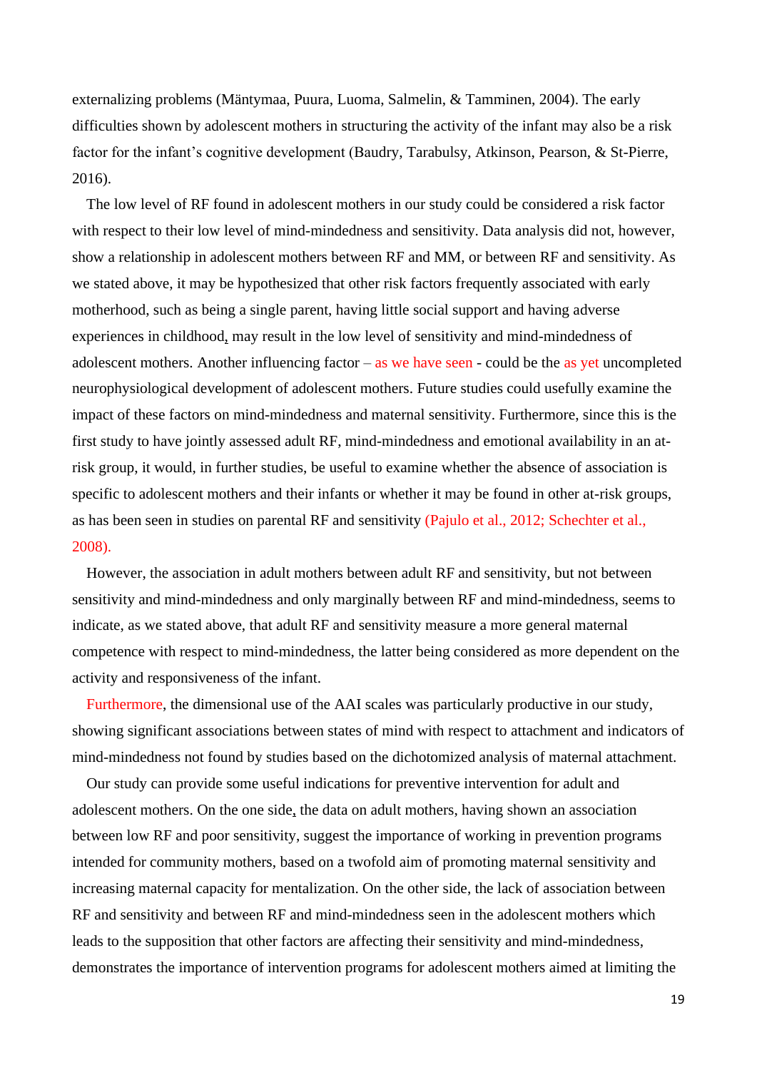externalizing problems (Mäntymaa, Puura, Luoma, Salmelin, & Tamminen, 2004). The early difficulties shown by adolescent mothers in structuring the activity of the infant may also be a risk factor for the infant's cognitive development (Baudry, Tarabulsy, Atkinson, Pearson, & St-Pierre, 2016).

The low level of RF found in adolescent mothers in our study could be considered a risk factor with respect to their low level of mind-mindedness and sensitivity. Data analysis did not, however, show a relationship in adolescent mothers between RF and MM, or between RF and sensitivity. As we stated above, it may be hypothesized that other risk factors frequently associated with early motherhood, such as being a single parent, having little social support and having adverse experiences in childhood, may result in the low level of sensitivity and mind-mindedness of adolescent mothers. Another influencing factor – as we have seen - could be the as yet uncompleted neurophysiological development of adolescent mothers. Future studies could usefully examine the impact of these factors on mind-mindedness and maternal sensitivity. Furthermore, since this is the first study to have jointly assessed adult RF, mind-mindedness and emotional availability in an at-risk group, it would, in further studies, be useful to examine whether the absence of association is specific to adolescent mothers and their infants or whether it may be found in other at-risk groups, as has been seen in studies on parental RF and sensitivity (Pajulo et al., 2012; Schechter et al., 2008).

However, the association in adult mothers between adult RF and sensitivity, but not between sensitivity and mind-mindedness and only marginally between RF and mind-mindedness, seems to indicate, as we stated above, that adult RF and sensitivity measure a more general maternal competence with respect to mind-mindedness, the latter being considered as more dependent on the activity and responsiveness of the infant.

Furthermore, the dimensional use of the AAI scales was particularly productive in our study, showing significant associations between states of mind with respect to attachment and indicators of mind-mindedness not found by studies based on the dichotomized analysis of maternal attachment.

Our study can provide some useful indications for preventive intervention for adult and adolescent mothers. On the one side, the data on adult mothers, having shown an association between low RF and poor sensitivity, suggest the importance of working in prevention programs intended for community mothers, based on a twofold aim of promoting maternal sensitivity and increasing maternal capacity for mentalization. On the other side, the lack of association between RF and sensitivity and between RF and mind-mindedness seen in the adolescent mothers which leads to the supposition that other factors are affecting their sensitivity and mind-mindedness, demonstrates the importance of intervention programs for adolescent mothers aimed at limiting the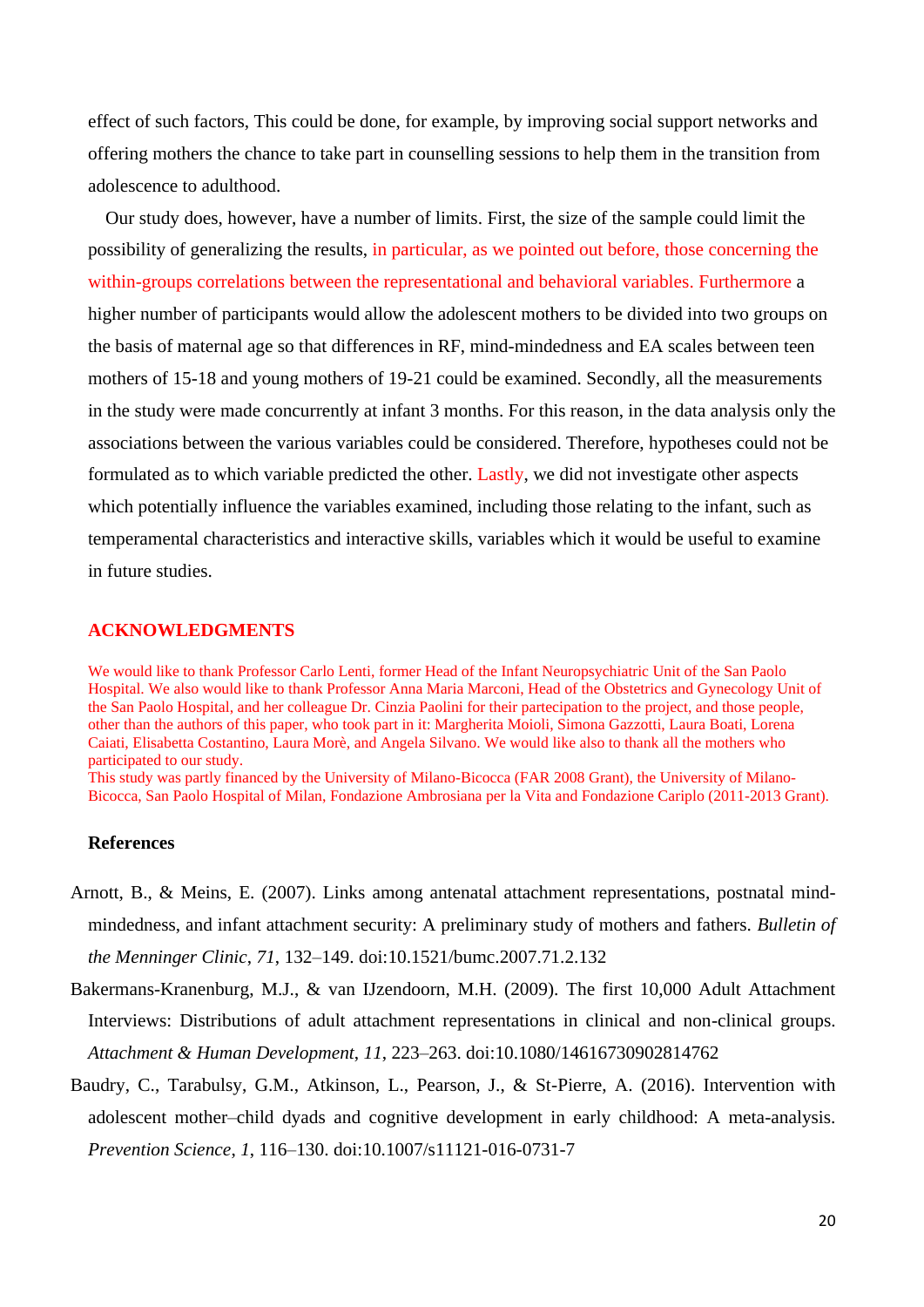effect of such factors, This could be done, for example, by improving social support networks and offering mothers the chance to take part in counselling sessions to help them in the transition from adolescence to adulthood.

Our study does, however, have a number of limits. First, the size of the sample could limit the possibility of generalizing the results, in particular, as we pointed out before, those concerning the within-groups correlations between the representational and behavioral variables. Furthermore a higher number of participants would allow the adolescent mothers to be divided into two groups on the basis of maternal age so that differences in RF, mind-mindedness and EA scales between teen mothers of 15-18 and young mothers of 19-21 could be examined. Secondly, all the measurements in the study were made concurrently at infant 3 months. For this reason, in the data analysis only the associations between the various variables could be considered. Therefore, hypotheses could not be formulated as to which variable predicted the other. Lastly, we did not investigate other aspects which potentially influence the variables examined, including those relating to the infant, such as temperamental characteristics and interactive skills, variables which it would be useful to examine in future studies.

## ACKNOWLEDGMENTS

We would like to thank Professor Carlo Lenti, former Head of the Infant Neuropsychiatric Unit of the San Paolo Hospital. We also would like to thank Professor Anna Maria Marconi, Head of the Obstetrics and Gynecology Unit of the San Paolo Hospital, and her colleague Dr. Cinzia Paolini for their partecipation to the project, and those people, other than the authors of this paper, who took part in it: Margherita Moioli, Simona Gazzotti, Laura Boati, Lorena Caiati, Elisabetta Costantino, Laura Morè, and Angela Silvano. We would like also to thank all the mothers who participated to our study.
This study was partly financed by the University of Milano-Bicocca (FAR 2008 Grant), the University of Milano-Bicocca, San Paolo Hospital of Milan, Fondazione Ambrosiana per la Vita and Fondazione Cariplo (2011-2013 Grant).

## References

Arnott, B., & Meins, E. (2007). Links among antenatal attachment representations, postnatal mind-mindedness, and infant attachment security: A preliminary study of mothers and fathers. *Bulletin of the Menninger Clinic*, *71*, 132–149. doi:10.1521/bumc.2007.71.2.132

Bakermans-Kranenburg, M.J., & van IJzendoorn, M.H. (2009). The first 10,000 Adult Attachment Interviews: Distributions of adult attachment representations in clinical and non-clinical groups. *Attachment & Human Development*, *11*, 223–263. doi:10.1080/14616730902814762

Baudry, C., Tarabulsy, G.M., Atkinson, L., Pearson, J., & St-Pierre, A. (2016). Intervention with adolescent mother–child dyads and cognitive development in early childhood: A meta-analysis. *Prevention Science*, *1*, 116–130. doi:10.1007/s11121-016-0731-7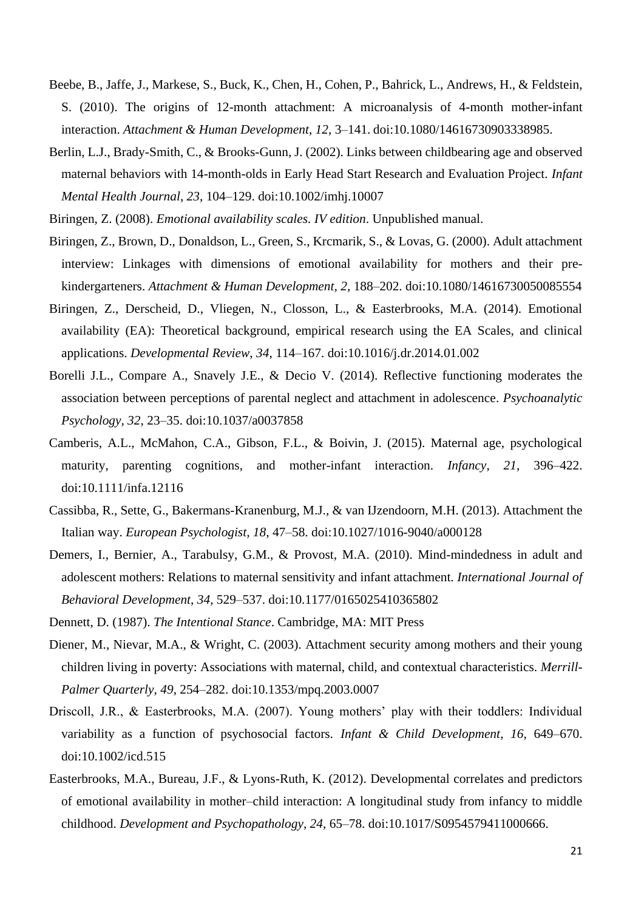Beebe, B., Jaffe, J., Markese, S., Buck, K., Chen, H., Cohen, P., Bahrick, L., Andrews, H., & Feldstein, S. (2010). The origins of 12-month attachment: A microanalysis of 4-month mother-infant interaction. *Attachment & Human Development*, *12*, 3–141. doi:10.1080/14616730903338985.

Berlin, L.J., Brady-Smith, C., & Brooks-Gunn, J. (2002). Links between childbearing age and observed maternal behaviors with 14-month-olds in Early Head Start Research and Evaluation Project. *Infant Mental Health Journal*, *23*, 104–129. doi:10.1002/imhj.10007

Biringen, Z. (2008). *Emotional availability scales. IV edition*. Unpublished manual.

Biringen, Z., Brown, D., Donaldson, L., Green, S., Krcmarik, S., & Lovas, G. (2000). Adult attachment interview: Linkages with dimensions of emotional availability for mothers and their pre-kindergarteners. *Attachment & Human Development, 2*, 188–202. doi:10.1080/14616730050085554

Biringen, Z., Derscheid, D., Vliegen, N., Closson, L., & Easterbrooks, M.A. (2014). Emotional availability (EA): Theoretical background, empirical research using the EA Scales, and clinical applications. *Developmental Review, 34*, 114–167. doi:10.1016/j.dr.2014.01.002

Borelli J.L., Compare A., Snavely J.E., & Decio V. (2014). Reflective functioning moderates the association between perceptions of parental neglect and attachment in adolescence. *Psychoanalytic Psychology, 32*, 23–35. doi:10.1037/a0037858

Camberis, A.L., McMahon, C.A., Gibson, F.L., & Boivin, J. (2015). Maternal age, psychological maturity, parenting cognitions, and mother-infant interaction. *Infancy*, *21*, 396–422. doi:10.1111/infa.12116

Cassibba, R., Sette, G., Bakermans-Kranenburg, M.J., & van IJzendoorn, M.H. (2013). Attachment the Italian way. *European Psychologist, 18*, 47–58. doi:10.1027/1016-9040/a000128

Demers, I., Bernier, A., Tarabulsy, G.M., & Provost, M.A. (2010). Mind-mindedness in adult and adolescent mothers: Relations to maternal sensitivity and infant attachment. *International Journal of Behavioral Development, 34*, 529–537. doi:10.1177/0165025410365802

Dennett, D. (1987). *The Intentional Stance*. Cambridge, MA: MIT Press

Diener, M., Nievar, M.A., & Wright, C. (2003). Attachment security among mothers and their young children living in poverty: Associations with maternal, child, and contextual characteristics. *Merrill-Palmer Quarterly, 49*, 254–282. doi:10.1353/mpq.2003.0007

Driscoll, J.R., & Easterbrooks, M.A. (2007). Young mothers' play with their toddlers: Individual variability as a function of psychosocial factors. *Infant & Child Development, 16*, 649–670. doi:10.1002/icd.515

Easterbrooks, M.A., Bureau, J.F., & Lyons-Ruth, K. (2012). Developmental correlates and predictors of emotional availability in mother–child interaction: A longitudinal study from infancy to middle childhood. *Development and Psychopathology*, *24*, 65–78. doi:10.1017/S0954579411000666.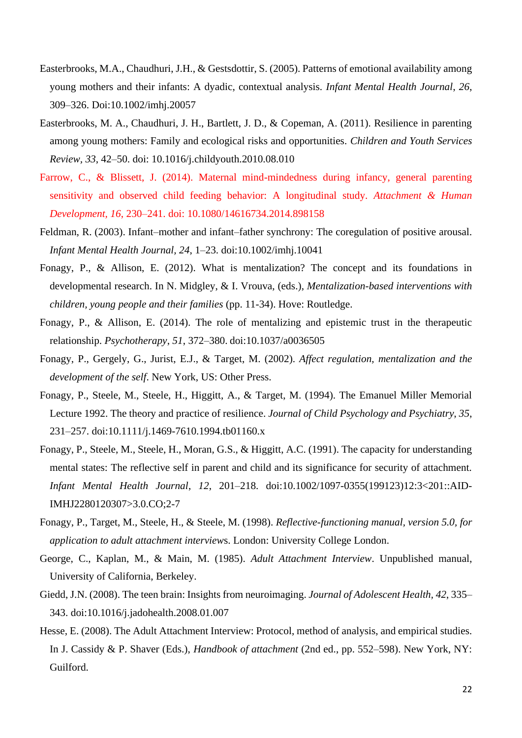Easterbrooks, M.A., Chaudhuri, J.H., & Gestsdottir, S. (2005). Patterns of emotional availability among young mothers and their infants: A dyadic, contextual analysis. *Infant Mental Health Journal*, *26*, 309–326. Doi:10.1002/imhj.20057

Easterbrooks, M. A., Chaudhuri, J. H., Bartlett, J. D., & Copeman, A. (2011). Resilience in parenting among young mothers: Family and ecological risks and opportunities. *Children and Youth Services Review, 33*, 42–50. doi: 10.1016/j.childyouth.2010.08.010

Farrow, C., & Blissett, J. (2014). Maternal mind-mindedness during infancy, general parenting sensitivity and observed child feeding behavior: A longitudinal study. *Attachment & Human Development, 16*, 230–241. doi: 10.1080/14616734.2014.898158

Feldman, R. (2003). Infant–mother and infant–father synchrony: The coregulation of positive arousal. *Infant Mental Health Journal, 24*, 1–23. doi:10.1002/imhj.10041

Fonagy, P., & Allison, E. (2012). What is mentalization? The concept and its foundations in developmental research. In N. Midgley, & I. Vrouva, (eds.), *Mentalization-based interventions with children, young people and their families* (pp. 11-34). Hove: Routledge.

Fonagy, P., & Allison, E. (2014). The role of mentalizing and epistemic trust in the therapeutic relationship. *Psychotherapy*, *51*, 372–380. doi:10.1037/a0036505

Fonagy, P., Gergely, G., Jurist, E.J., & Target, M. (2002). *Affect regulation, mentalization and the development of the self.* New York, US: Other Press.

Fonagy, P., Steele, M., Steele, H., Higgitt, A., & Target, M. (1994). The Emanuel Miller Memorial Lecture 1992. The theory and practice of resilience. *Journal of Child Psychology and Psychiatry*, *35*, 231–257. doi:10.1111/j.1469-7610.1994.tb01160.x

Fonagy, P., Steele, M., Steele, H., Moran, G.S., & Higgitt, A.C. (1991). The capacity for understanding mental states: The reflective self in parent and child and its significance for security of attachment. *Infant Mental Health Journal*, *12*, 201–218. doi:10.1002/1097-0355(199123)12:3<201::AID-IMHJ2280120307>3.0.CO;2-7

Fonagy, P., Target, M., Steele, H., & Steele, M. (1998). *Reflective-functioning manual, version 5.0, for application to adult attachment interview*s. London: University College London.

George, C., Kaplan, M., & Main, M. (1985). *Adult Attachment Interview*. Unpublished manual, University of California, Berkeley.

Giedd, J.N. (2008). The teen brain: Insights from neuroimaging. *Journal of Adolescent Health, 42*, 335–343. doi:10.1016/j.jadohealth.2008.01.007

Hesse, E. (2008). The Adult Attachment Interview: Protocol, method of analysis, and empirical studies. In J. Cassidy & P. Shaver (Eds.), *Handbook of attachment* (2nd ed., pp. 552–598). New York, NY: Guilford.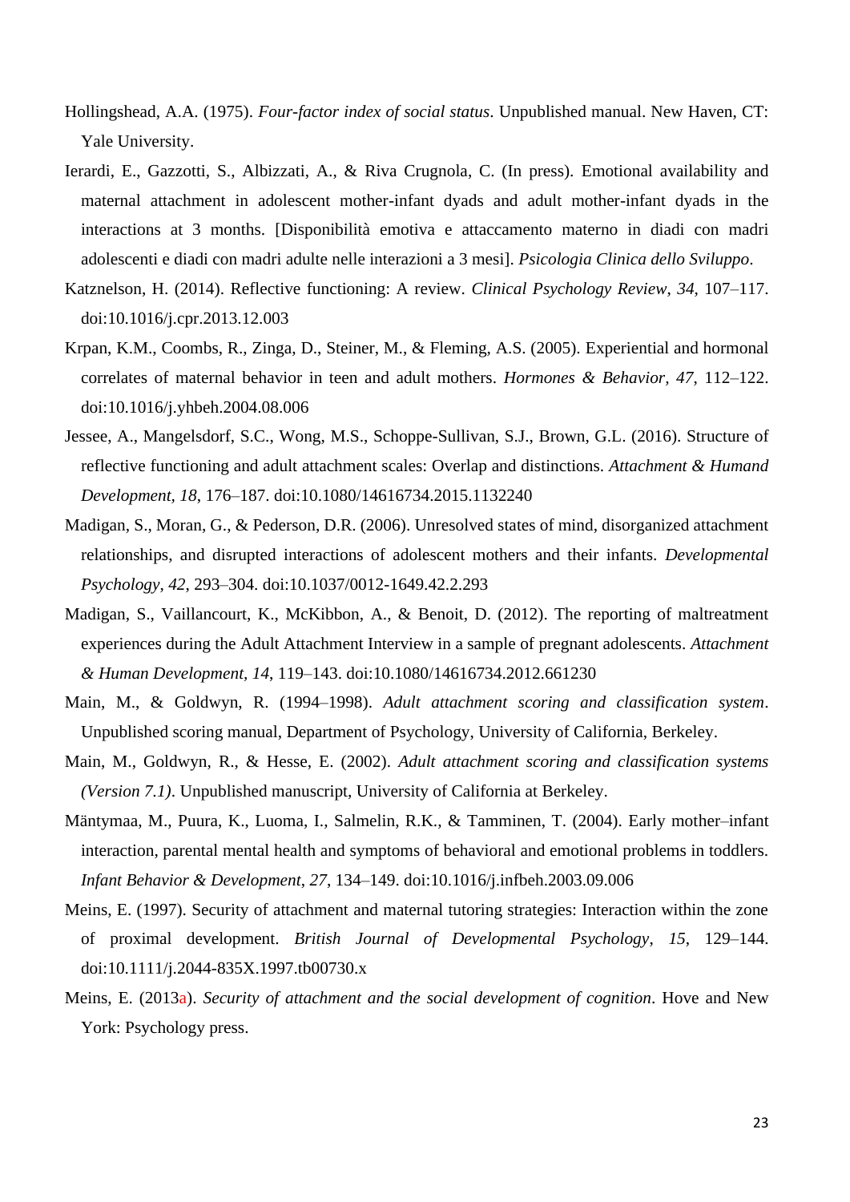Hollingshead, A.A. (1975). *Four-factor index of social status*. Unpublished manual. New Haven, CT: Yale University.

Ierardi, E., Gazzotti, S., Albizzati, A., & Riva Crugnola, C. (In press). Emotional availability and maternal attachment in adolescent mother-infant dyads and adult mother-infant dyads in the interactions at 3 months. [Disponibilità emotiva e attaccamento materno in diadi con madri adolescenti e diadi con madri adulte nelle interazioni a 3 mesi]. *Psicologia Clinica dello Sviluppo*.

Katznelson, H. (2014). Reflective functioning: A review. *Clinical Psychology Review*, *34*, 107–117. doi:10.1016/j.cpr.2013.12.003

Krpan, K.M., Coombs, R., Zinga, D., Steiner, M., & Fleming, A.S. (2005). Experiential and hormonal correlates of maternal behavior in teen and adult mothers. *Hormones & Behavior, 47*, 112–122. doi:10.1016/j.yhbeh.2004.08.006

Jessee, A., Mangelsdorf, S.C., Wong, M.S., Schoppe-Sullivan, S.J., Brown, G.L. (2016). Structure of reflective functioning and adult attachment scales: Overlap and distinctions. *Attachment & Humand Development*, *18*, 176–187. doi:10.1080/14616734.2015.1132240

Madigan, S., Moran, G., & Pederson, D.R. (2006). Unresolved states of mind, disorganized attachment relationships, and disrupted interactions of adolescent mothers and their infants. *Developmental Psychology*, *42*, 293–304. doi:10.1037/0012-1649.42.2.293

Madigan, S., Vaillancourt, K., McKibbon, A., & Benoit, D. (2012). The reporting of maltreatment experiences during the Adult Attachment Interview in a sample of pregnant adolescents. *Attachment & Human Development*, *14*, 119–143. doi:10.1080/14616734.2012.661230

Main, M., & Goldwyn, R. (1994–1998). *Adult attachment scoring and classification system*. Unpublished scoring manual, Department of Psychology, University of California, Berkeley.

Main, M., Goldwyn, R., & Hesse, E. (2002). *Adult attachment scoring and classification systems (Version 7.1)*. Unpublished manuscript, University of California at Berkeley.

Mäntymaa, M., Puura, K., Luoma, I., Salmelin, R.K., & Tamminen, T. (2004). Early mother–infant interaction, parental mental health and symptoms of behavioral and emotional problems in toddlers. *Infant Behavior & Development*, *27*, 134–149. doi:10.1016/j.infbeh.2003.09.006

Meins, E. (1997). Security of attachment and maternal tutoring strategies: Interaction within the zone of proximal development. *British Journal of Developmental Psychology*, *15*, 129–144. doi:10.1111/j.2044-835X.1997.tb00730.x

Meins, E. (2013a). *Security of attachment and the social development of cognition*. Hove and New York: Psychology press.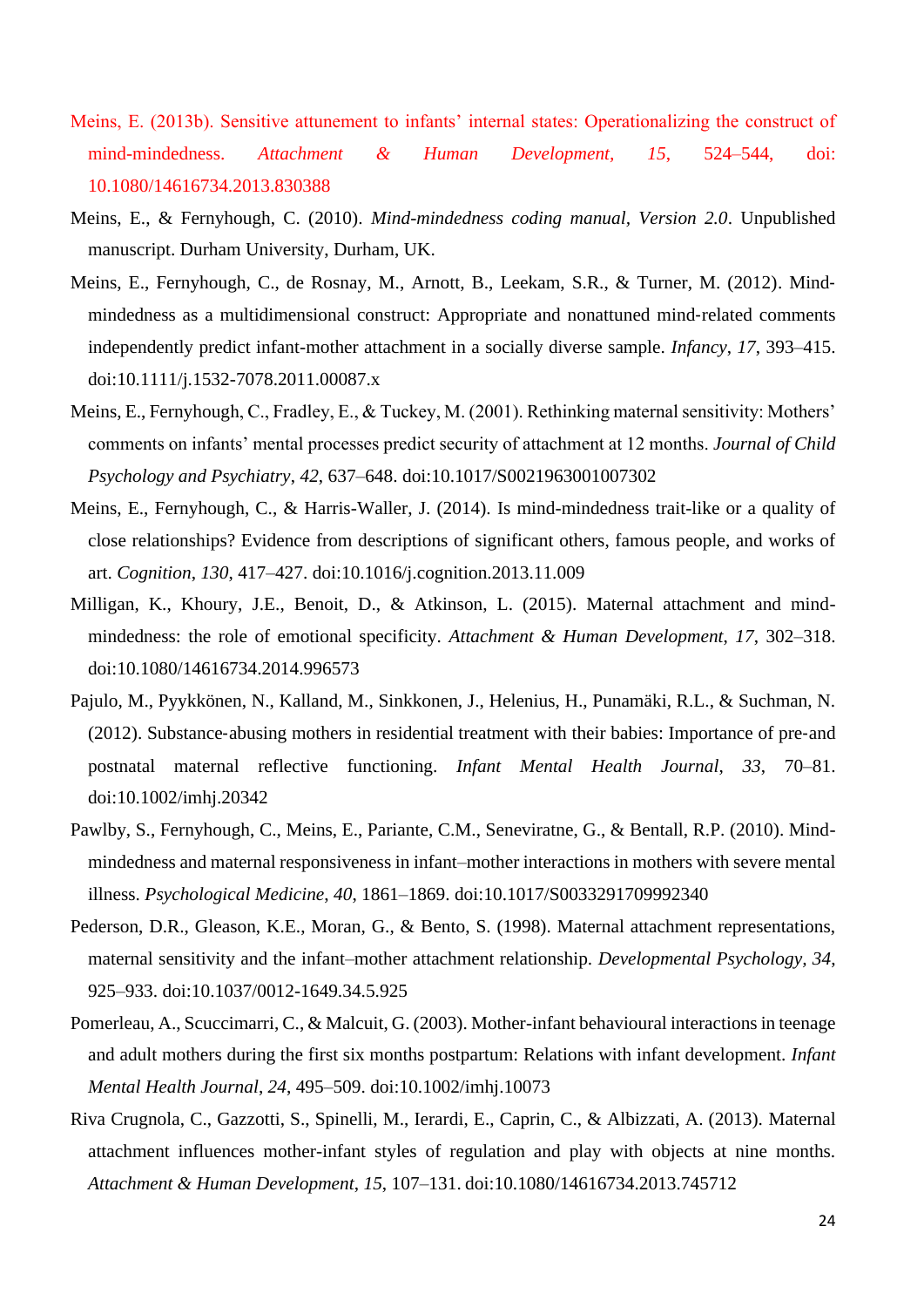Meins, E. (2013b). Sensitive attunement to infants' internal states: Operationalizing the construct of mind-mindedness. *Attachment & Human Development, 15*, 524–544, doi: 10.1080/14616734.2013.830388

Meins, E., & Fernyhough, C. (2010). *Mind-mindedness coding manual, Version 2.0*. Unpublished manuscript. Durham University, Durham, UK.

Meins, E., Fernyhough, C., de Rosnay, M., Arnott, B., Leekam, S.R., & Turner, M. (2012). Mind-mindedness as a multidimensional construct: Appropriate and nonattuned mind-related comments independently predict infant-mother attachment in a socially diverse sample. *Infancy*, *17*, 393–415. doi:10.1111/j.1532-7078.2011.00087.x

Meins, E., Fernyhough, C., Fradley, E., & Tuckey, M. (2001). Rethinking maternal sensitivity: Mothers' comments on infants' mental processes predict security of attachment at 12 months. *Journal of Child Psychology and Psychiatry*, *42*, 637–648. doi:10.1017/S0021963001007302

Meins, E., Fernyhough, C., & Harris-Waller, J. (2014). Is mind-mindedness trait-like or a quality of close relationships? Evidence from descriptions of significant others, famous people, and works of art. *Cognition*, *130*, 417–427. doi:10.1016/j.cognition.2013.11.009

Milligan, K., Khoury, J.E., Benoit, D., & Atkinson, L. (2015). Maternal attachment and mind-mindedness: the role of emotional specificity. *Attachment & Human Development*, *17*, 302–318. doi:10.1080/14616734.2014.996573

Pajulo, M., Pyykkönen, N., Kalland, M., Sinkkonen, J., Helenius, H., Punamäki, R.L., & Suchman, N. (2012). Substance‐abusing mothers in residential treatment with their babies: Importance of pre‐and postnatal maternal reflective functioning. *Infant Mental Health Journal*, *33*, 70–81. doi:10.1002/imhj.20342

Pawlby, S., Fernyhough, C., Meins, E., Pariante, C.M., Seneviratne, G., & Bentall, R.P. (2010). Mind-mindedness and maternal responsiveness in infant–mother interactions in mothers with severe mental illness. *Psychological Medicine*, *40*, 1861–1869. doi:10.1017/S0033291709992340

Pederson, D.R., Gleason, K.E., Moran, G., & Bento, S. (1998). Maternal attachment representations, maternal sensitivity and the infant–mother attachment relationship. *Developmental Psychology, 34*, 925–933. doi:10.1037/0012-1649.34.5.925

Pomerleau, A., Scuccimarri, C., & Malcuit, G. (2003). Mother-infant behavioural interactions in teenage and adult mothers during the first six months postpartum: Relations with infant development. *Infant Mental Health Journal*, *24*, 495–509. doi:10.1002/imhj.10073

Riva Crugnola, C., Gazzotti, S., Spinelli, M., Ierardi, E., Caprin, C., & Albizzati, A. (2013). Maternal attachment influences mother-infant styles of regulation and play with objects at nine months. *Attachment & Human Development*, *15*, 107–131. doi:10.1080/14616734.2013.745712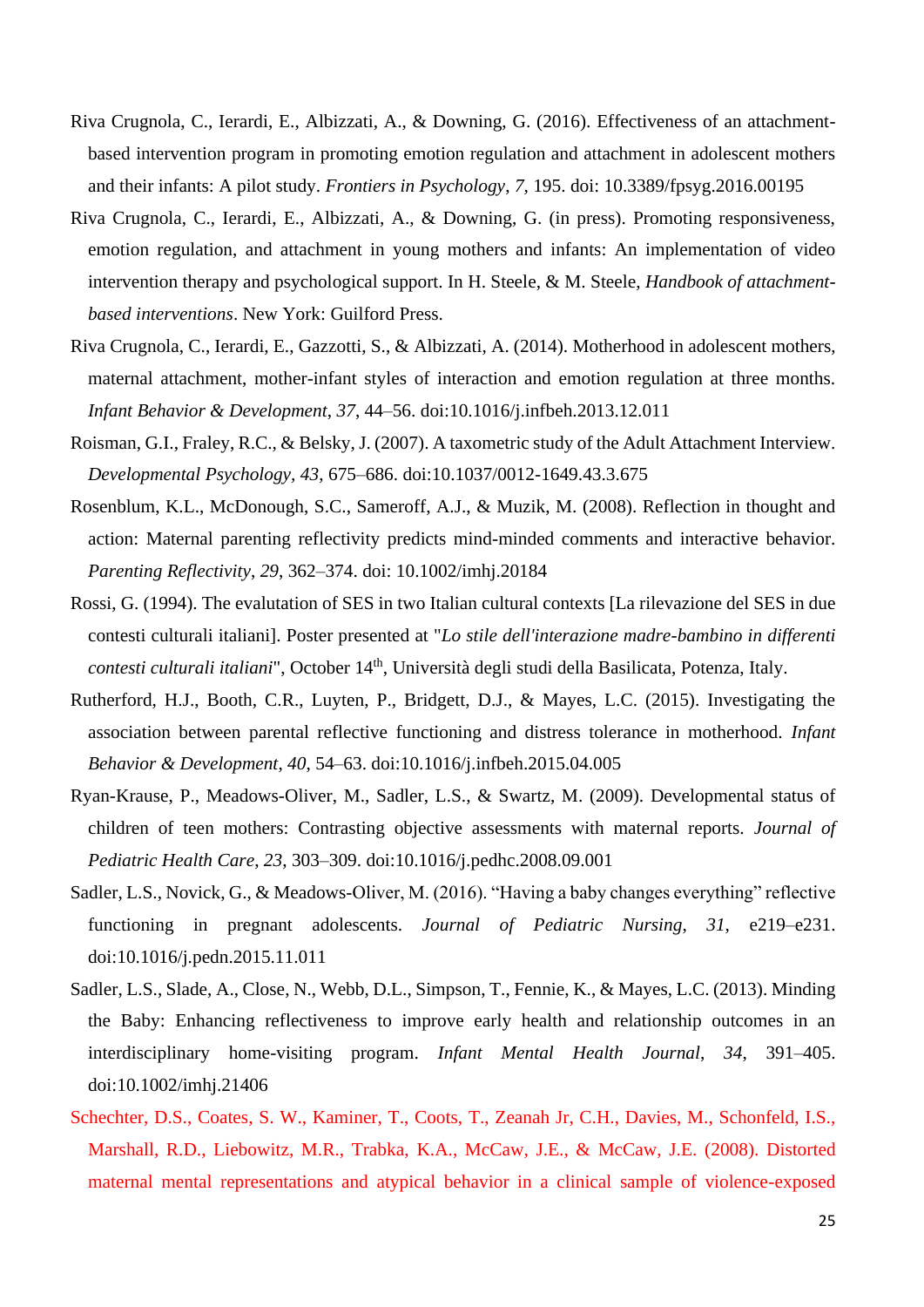Riva Crugnola, C., Ierardi, E., Albizzati, A., & Downing, G. (2016). Effectiveness of an attachment-based intervention program in promoting emotion regulation and attachment in adolescent mothers and their infants: A pilot study. *Frontiers in Psychology*, *7*, 195. doi: 10.3389/fpsyg.2016.00195

Riva Crugnola, C., Ierardi, E., Albizzati, A., & Downing, G. (in press). Promoting responsiveness, emotion regulation, and attachment in young mothers and infants: An implementation of video intervention therapy and psychological support. In H. Steele, & M. Steele, *Handbook of attachment-based interventions*. New York: Guilford Press.

Riva Crugnola, C., Ierardi, E., Gazzotti, S., & Albizzati, A. (2014). Motherhood in adolescent mothers, maternal attachment, mother-infant styles of interaction and emotion regulation at three months. *Infant Behavior & Development*, *37*, 44–56. doi:10.1016/j.infbeh.2013.12.011

Roisman, G.I., Fraley, R.C., & Belsky, J. (2007). A taxometric study of the Adult Attachment Interview. *Developmental Psychology*, *43*, 675–686. doi:10.1037/0012-1649.43.3.675

Rosenblum, K.L., McDonough, S.C., Sameroff, A.J., & Muzik, M. (2008). Reflection in thought and action: Maternal parenting reflectivity predicts mind-minded comments and interactive behavior. *Parenting Reflectivity*, *29*, 362–374. doi: 10.1002/imhj.20184

Rossi, G. (1994). The evalutation of SES in two Italian cultural contexts [La rilevazione del SES in due contesti culturali italiani]. Poster presented at "*Lo stile dell'interazione madre-bambino in differenti contesti culturali italiani*", October 14th, Università degli studi della Basilicata, Potenza, Italy.

Rutherford, H.J., Booth, C.R., Luyten, P., Bridgett, D.J., & Mayes, L.C. (2015). Investigating the association between parental reflective functioning and distress tolerance in motherhood. *Infant Behavior & Development*, *40*, 54–63. doi:10.1016/j.infbeh.2015.04.005

Ryan-Krause, P., Meadows-Oliver, M., Sadler, L.S., & Swartz, M. (2009). Developmental status of children of teen mothers: Contrasting objective assessments with maternal reports. *Journal of Pediatric Health Care*, *23*, 303–309. doi:10.1016/j.pedhc.2008.09.001

Sadler, L.S., Novick, G., & Meadows-Oliver, M. (2016). "Having a baby changes everything" reflective functioning in pregnant adolescents. *Journal of Pediatric Nursing*, *31*, e219–e231. doi:10.1016/j.pedn.2015.11.011

Sadler, L.S., Slade, A., Close, N., Webb, D.L., Simpson, T., Fennie, K., & Mayes, L.C. (2013). Minding the Baby: Enhancing reflectiveness to improve early health and relationship outcomes in an interdisciplinary home-visiting program. *Infant Mental Health Journal*, *34*, 391–405. doi:10.1002/imhj.21406

Schechter, D.S., Coates, S. W., Kaminer, T., Coots, T., Zeanah Jr, C.H., Davies, M., Schonfeld, I.S., Marshall, R.D., Liebowitz, M.R., Trabka, K.A., McCaw, J.E., & McCaw, J.E. (2008). Distorted maternal mental representations and atypical behavior in a clinical sample of violence-exposed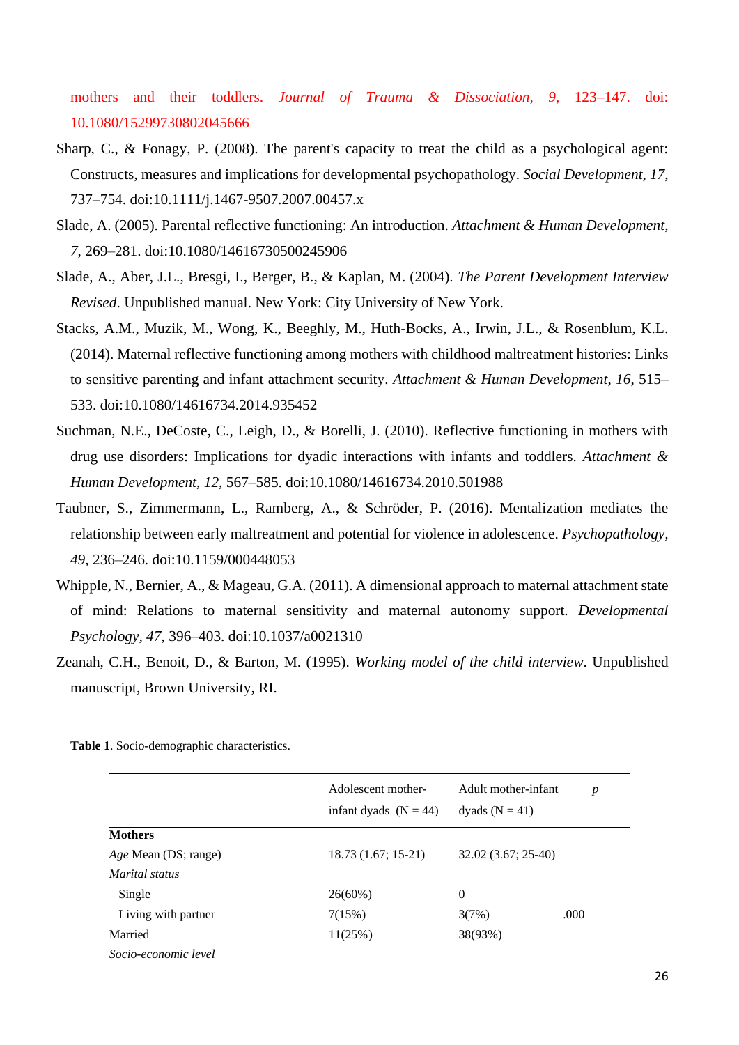mothers and their toddlers. *Journal of Trauma & Dissociation*, *9*, 123–147. doi: 10.1080/15299730802045666

Sharp, C., & Fonagy, P. (2008). The parent's capacity to treat the child as a psychological agent: Constructs, measures and implications for developmental psychopathology. *Social Development*, *17*, 737–754. doi:10.1111/j.1467-9507.2007.00457.x

Slade, A. (2005). Parental reflective functioning: An introduction. *Attachment & Human Development*, *7*, 269–281. doi:10.1080/14616730500245906

Slade, A., Aber, J.L., Bresgi, I., Berger, B., & Kaplan, M. (2004). *The Parent Development Interview Revised*. Unpublished manual. New York: City University of New York.

Stacks, A.M., Muzik, M., Wong, K., Beeghly, M., Huth-Bocks, A., Irwin, J.L., & Rosenblum, K.L. (2014). Maternal reflective functioning among mothers with childhood maltreatment histories: Links to sensitive parenting and infant attachment security. *Attachment & Human Development*, *16*, 515–533. doi:10.1080/14616734.2014.935452

Suchman, N.E., DeCoste, C., Leigh, D., & Borelli, J. (2010). Reflective functioning in mothers with drug use disorders: Implications for dyadic interactions with infants and toddlers. *Attachment & Human Development*, *12*, 567–585. doi:10.1080/14616734.2010.501988

Taubner, S., Zimmermann, L., Ramberg, A., & Schröder, P. (2016). Mentalization mediates the relationship between early maltreatment and potential for violence in adolescence. *Psychopathology*, *49*, 236–246. doi:10.1159/000448053

Whipple, N., Bernier, A., & Mageau, G.A. (2011). A dimensional approach to maternal attachment state of mind: Relations to maternal sensitivity and maternal autonomy support. *Developmental Psychology*, *47*, 396–403. doi:10.1037/a0021310

Zeanah, C.H., Benoit, D., & Barton, M. (1995). *Working model of the child interview*. Unpublished manuscript, Brown University, RI.

**Table 1**. Socio-demographic characteristics.

| | Adolescent mother-infant dyads (N = 44) | Adult mother-infant dyads (N = 41) | *p* |
|---|---|---|---|
| **Mothers** | | | |
| *Age* Mean (DS; range) | 18.73 (1.67; 15-21) | 32.02 (3.67; 25-40) | |
| *Marital status* | | | |
| Single | 26(60%) | 0 | |
| Living with partner | 7(15%) | 3(7%) | .000 |
| Married | 11(25%) | 38(93%) | |
| *Socio-economic level* | | | |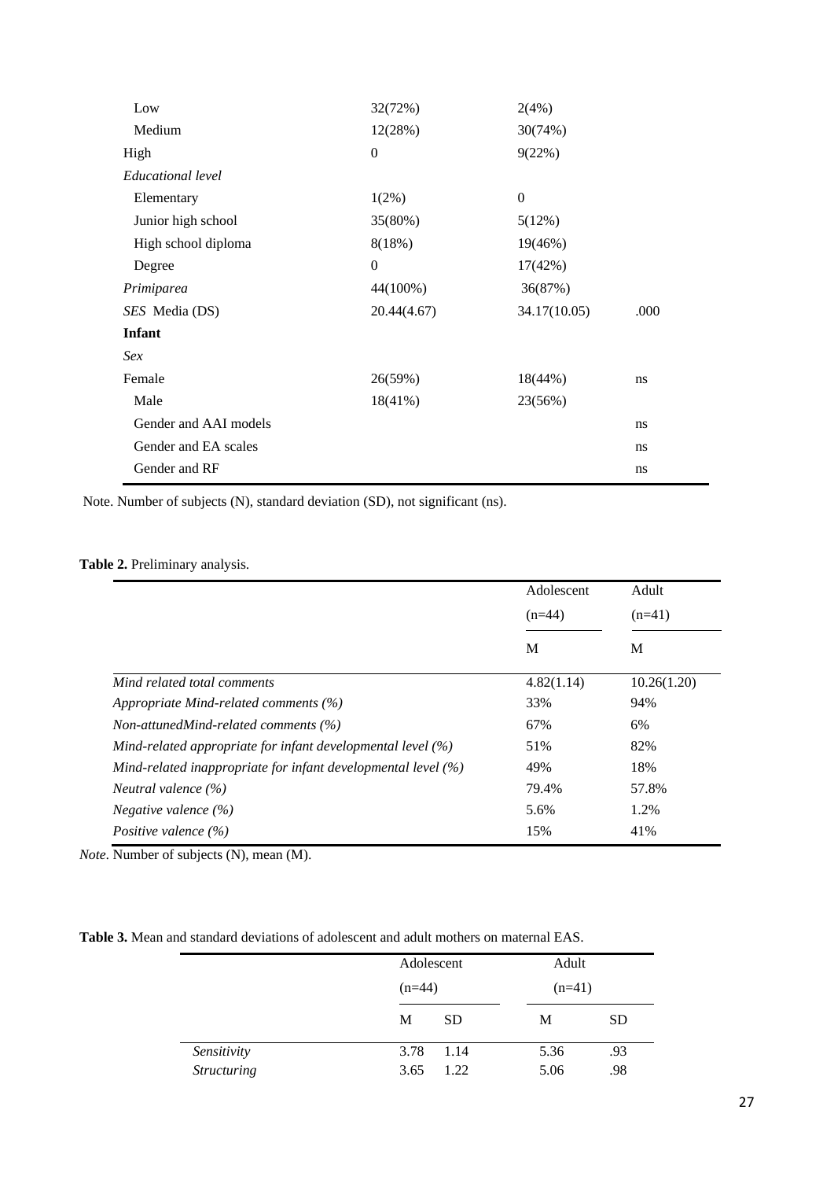| | | | |
|---|---|---|---|
| Low | 32(72%) | 2(4%) | |
| Medium | 12(28%) | 30(74%) | |
| High | 0 | 9(22%) | |
| *Educational level* | | | |
| Elementary | 1(2%) | 0 | |
| Junior high school | 35(80%) | 5(12%) | |
| High school diploma | 8(18%) | 19(46%) | |
| Degree | 0 | 17(42%) | |
| *Primiparea* | 44(100%) | 36(87%) | |
| *SES* Media (DS) | 20.44(4.67) | 34.17(10.05) | .000 |
| **Infant** | | | |
| *Sex* | | | |
| Female | 26(59%) | 18(44%) | ns |
| Male | 18(41%) | 23(56%) | |
| Gender and AAI models | | | ns |
| Gender and EA scales | | | ns |
| Gender and RF | | | ns |

Note. Number of subjects (N), standard deviation (SD), not significant (ns).

**Table 2.** Preliminary analysis.

| | Adolescent (n=44) | Adult (n=41) |
|---|---|---|
| | M | M |
| *Mind related total comments* | 4.82(1.14) | 10.26(1.20) |
| *Appropriate Mind-related comments (%)* | 33% | 94% |
| *Non-attunedMind-related comments (%)* | 67% | 6% |
| *Mind-related appropriate for infant developmental level (%)* | 51% | 82% |
| *Mind-related inappropriate for infant developmental level (%)* | 49% | 18% |
| *Neutral valence (%)* | 79.4% | 57.8% |
| *Negative valence (%)* | 5.6% | 1.2% |
| *Positive valence (%)* | 15% | 41% |

*Note*. Number of subjects (N), mean (M).

**Table 3.** Mean and standard deviations of adolescent and adult mothers on maternal EAS.

| | Adolescent (n=44) | | Adult (n=41) | |
|---|---|---|---|---|
| | M | SD | M | SD |
| *Sensitivity* | 3.78 | 1.14 | 5.36 | .93 |
| *Structuring* | 3.65 | 1.22 | 5.06 | .98 |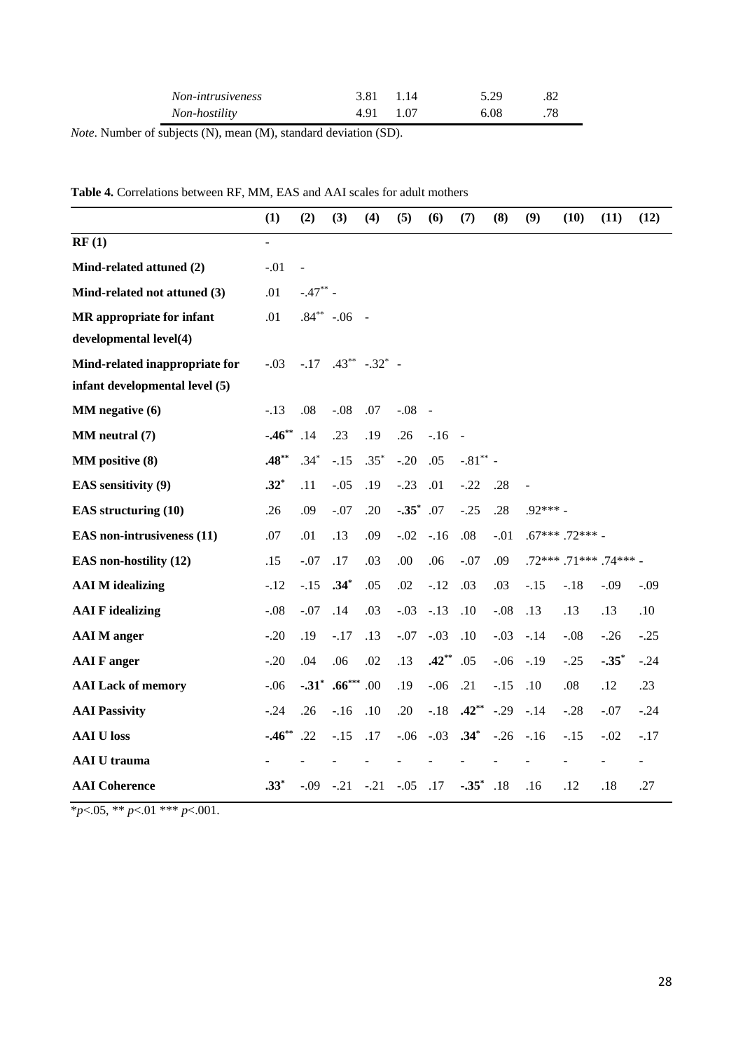| | | | | |
|---|---|---|---|---|
| *Non-intrusiveness* | 3.81 | 1.14 | 5.29 | .82 |
| *Non-hostility* | 4.91 | 1.07 | 6.08 | .78 |

*Note*. Number of subjects (N), mean (M), standard deviation (SD).

**Table 4.** Correlations between RF, MM, EAS and AAI scales for adult mothers

| | (1) | (2) | (3) | (4) | (5) | (6) | (7) | (8) | (9) | (10) | (11) | (12) |
|---|---|---|---|---|---|---|---|---|---|---|---|---|
| **RF (1)** | - | | | | | | | | | | | |
| **Mind-related attuned (2)** | -.01 | - | | | | | | | | | | |
| **Mind-related not attuned (3)** | .01 | -.47** | - | | | | | | | | | |
| **MR appropriate for infant developmental level(4)** | .01 | .84** | -.06 | - | | | | | | | | |
| **Mind-related inappropriate for infant developmental level (5)** | -.03 | -.17 | .43** | -.32* | - | | | | | | | |
| **MM negative (6)** | -.13 | .08 | -.08 | .07 | -.08 | - | | | | | | |
| **MM neutral (7)** | **-.46**** | .14 | .23 | .19 | .26 | -.16 | - | | | | | |
| **MM positive (8)** | **.48**** | .34* | -.15 | .35* | -.20 | .05 | -.81** | - | | | | |
| **EAS sensitivity (9)** | **.32*** | .11 | -.05 | .19 | -.23 | .01 | -.22 | .28 | - | | | |
| **EAS structuring (10)** | .26 | .09 | -.07 | .20 | **-.35*** | .07 | -.25 | .28 | .92*** | - | | |
| **EAS non-intrusiveness (11)** | .07 | .01 | .13 | .09 | -.02 | -.16 | .08 | -.01 | .67*** | .72*** | - | |
| **EAS non-hostility (12)** | .15 | -.07 | .17 | .03 | .00 | .06 | -.07 | .09 | .72*** | .71*** | .74*** | - |
| **AAI M idealizing** | -.12 | -.15 | **.34*** | .05 | .02 | -.12 | .03 | .03 | -.15 | -.18 | -.09 | -.09 |
| **AAI F idealizing** | -.08 | -.07 | .14 | .03 | -.03 | -.13 | .10 | -.08 | .13 | .13 | .13 | .10 |
| **AAI M anger** | -.20 | .19 | -.17 | .13 | -.07 | -.03 | .10 | -.03 | -.14 | -.08 | -.26 | -.25 |
| **AAI F anger** | -.20 | .04 | .06 | .02 | .13 | **.42**** | .05 | -.06 | -.19 | -.25 | **-.35*** | -.24 |
| **AAI Lack of memory** | -.06 | **-.31*** | **.66***** | .00 | .19 | -.06 | .21 | -.15 | .10 | .08 | .12 | .23 |
| **AAI Passivity** | -.24 | .26 | -.16 | .10 | .20 | -.18 | **.42**** | -.29 | -.14 | -.28 | -.07 | -.24 |
| **AAI U loss** | **-.46**** | .22 | -.15 | .17 | -.06 | -.03 | **.34*** | -.26 | -.16 | -.15 | -.02 | -.17 |
| **AAI U trauma** | - | - | - | - | - | - | - | - | - | - | - | - |
| **AAI Coherence** | **.33*** | -.09 | -.21 | -.21 | -.05 | .17 | **-.35*** | .18 | .16 | .12 | .18 | .27 |

*$p$<.05, ** $p$<.01 *** $p$<.001.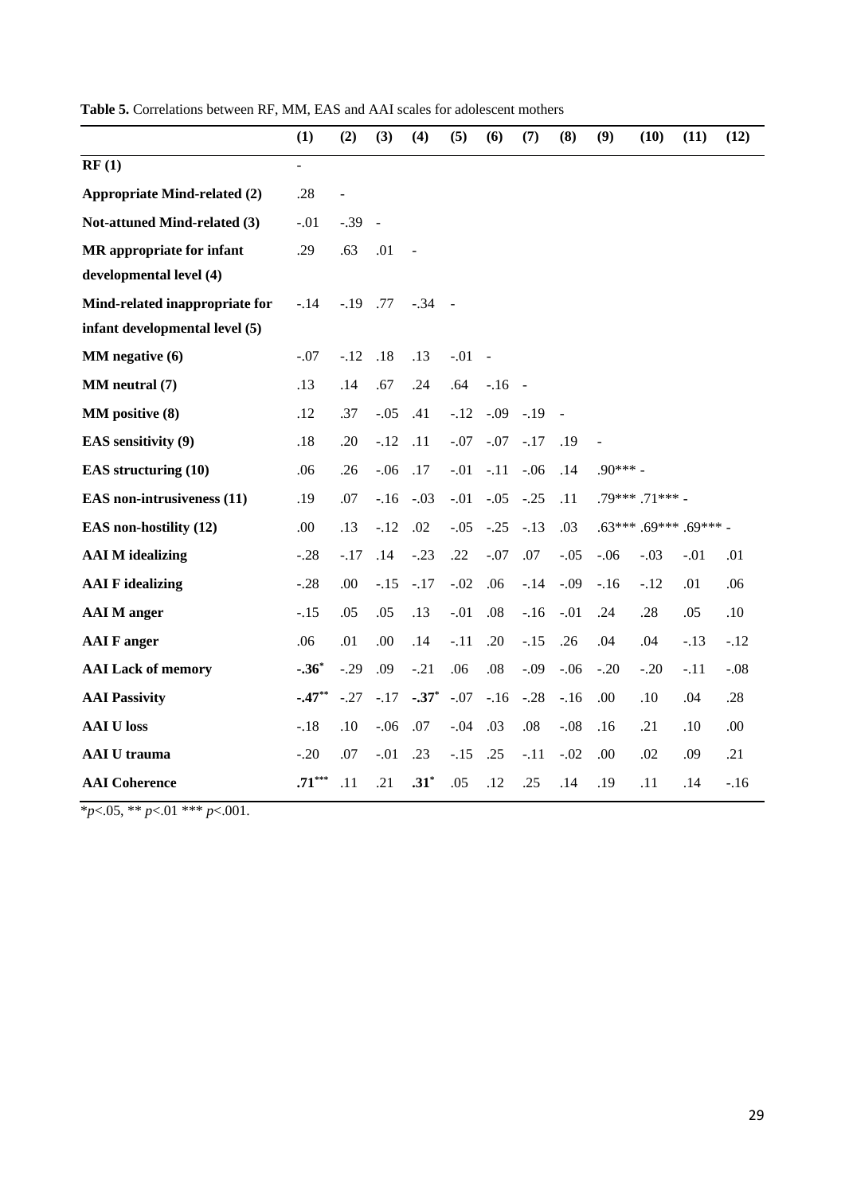**Table 5.** Correlations between RF, MM, EAS and AAI scales for adolescent mothers

| | (1) | (2) | (3) | (4) | (5) | (6) | (7) | (8) | (9) | (10) | (11) | (12) |
|---|---|---|---|---|---|---|---|---|---|---|---|---|
| **RF (1)** | - | | | | | | | | | | | |
| **Appropriate Mind-related (2)** | .28 | - | | | | | | | | | | |
| **Not-attuned Mind-related (3)** | -.01 | -.39 | - | | | | | | | | | |
| **MR appropriate for infant developmental level (4)** | .29 | .63 | .01 | - | | | | | | | | |
| **Mind-related inappropriate for infant developmental level (5)** | -.14 | -.19 | .77 | -.34 | - | | | | | | | |
| **MM negative (6)** | -.07 | -.12 | .18 | .13 | -.01 | - | | | | | | |
| **MM neutral (7)** | .13 | .14 | .67 | .24 | .64 | -.16 | - | | | | | |
| **MM positive (8)** | .12 | .37 | -.05 | .41 | -.12 | -.09 | -.19 | - | | | | |
| **EAS sensitivity (9)** | .18 | .20 | -.12 | .11 | -.07 | -.07 | -.17 | .19 | - | | | |
| **EAS structuring (10)** | .06 | .26 | -.06 | .17 | -.01 | -.11 | -.06 | .14 | .90*** | - | | |
| **EAS non-intrusiveness (11)** | .19 | .07 | -.16 | -.03 | -.01 | -.05 | -.25 | .11 | .79*** | .71*** | - | |
| **EAS non-hostility (12)** | .00 | .13 | -.12 | .02 | -.05 | -.25 | -.13 | .03 | .63*** | .69*** | .69*** | - |
| **AAI M idealizing** | -.28 | -.17 | .14 | -.23 | .22 | -.07 | .07 | -.05 | -.06 | -.03 | -.01 | .01 |
| **AAI F idealizing** | -.28 | .00 | -.15 | -.17 | -.02 | .06 | -.14 | -.09 | -.16 | -.12 | .01 | .06 |
| **AAI M anger** | -.15 | .05 | .05 | .13 | -.01 | .08 | -.16 | -.01 | .24 | .28 | .05 | .10 |
| **AAI F anger** | .06 | .01 | .00 | .14 | -.11 | .20 | -.15 | .26 | .04 | .04 | -.13 | -.12 |
| **AAI Lack of memory** | **-.36*** | -.29 | .09 | -.21 | .06 | .08 | -.09 | -.06 | -.20 | -.20 | -.11 | -.08 |
| **AAI Passivity** | **-.47**** | -.27 | -.17 | **-.37*** | -.07 | -.16 | -.28 | -.16 | .00 | .10 | .04 | .28 |
| **AAI U loss** | -.18 | .10 | -.06 | .07 | -.04 | .03 | .08 | -.08 | .16 | .21 | .10 | .00 |
| **AAI U trauma** | -.20 | .07 | -.01 | .23 | -.15 | .25 | -.11 | -.02 | .00 | .02 | .09 | .21 |
| **AAI Coherence** | **.71***** | .11 | .21 | **.31*** | .05 | .12 | .25 | .14 | .19 | .11 | .14 | -.16 |

*$p$<.05, ** $p$<.01 *** $p$<.001.